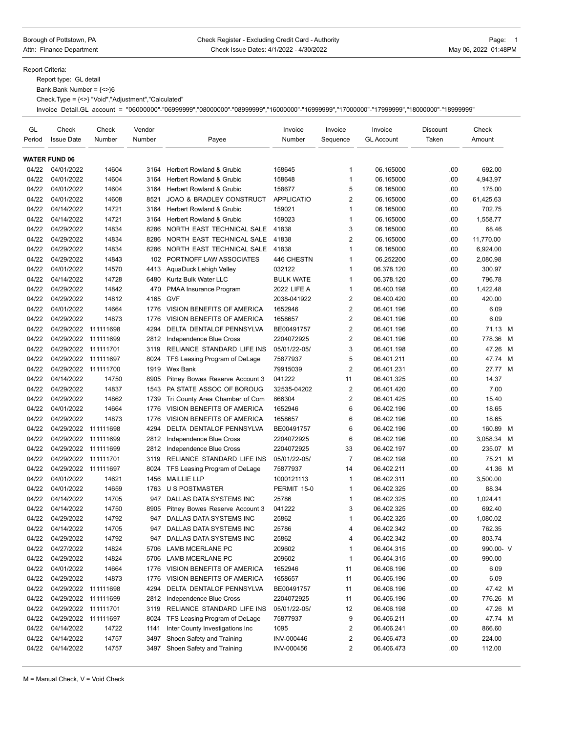Borough of Pottstown, PA
Attn: Finance Department

Check Register - Excluding Credit Card - Authority
Check Issue Dates: 4/1/2022 - 4/30/2022

May 06, 2022 01:48PM

Report Criteria:

Report type: GL detail

Bank.Bank Number = {<>}6

Check.Type = {<>} "Void","Adjustment","Calculated"

Invoice Detail.GL account = "06000000"-"06999999","08000000"-"08999999","16000000"-"16999999","17000000"-"17999999","18000000"-"18999999"

| GL Period | Check Issue Date | Check Number | Vendor Number | Payee | Invoice Number | Invoice Sequence | Invoice GL Account | Discount Taken | Check Amount |
|---|---|---|---|---|---|---|---|---|---|
| **WATER FUND 06** | | | | | | | | | |
| 04/22 | 04/01/2022 | 14604 | 3164 | Herbert Rowland & Grubic | 158645 | 1 | 06.165000 | .00 | 692.00 |
| 04/22 | 04/01/2022 | 14604 | 3164 | Herbert Rowland & Grubic | 158648 | 1 | 06.165000 | .00 | 4,943.97 |
| 04/22 | 04/01/2022 | 14604 | 3164 | Herbert Rowland & Grubic | 158677 | 5 | 06.165000 | .00 | 175.00 |
| 04/22 | 04/01/2022 | 14608 | 8521 | JOAO & BRADLEY CONSTRUCT | APPLICATIO | 2 | 06.165000 | .00 | 61,425.63 |
| 04/22 | 04/14/2022 | 14721 | 3164 | Herbert Rowland & Grubic | 159021 | 1 | 06.165000 | .00 | 702.75 |
| 04/22 | 04/14/2022 | 14721 | 3164 | Herbert Rowland & Grubic | 159023 | 1 | 06.165000 | .00 | 1,558.77 |
| 04/22 | 04/29/2022 | 14834 | 8286 | NORTH EAST TECHNICAL SALE | 41838 | 3 | 06.165000 | .00 | 68.46 |
| 04/22 | 04/29/2022 | 14834 | 8286 | NORTH EAST TECHNICAL SALE | 41838 | 2 | 06.165000 | .00 | 11,770.00 |
| 04/22 | 04/29/2022 | 14834 | 8286 | NORTH EAST TECHNICAL SALE | 41838 | 1 | 06.165000 | .00 | 6,924.00 |
| 04/22 | 04/29/2022 | 14843 | 102 | PORTNOFF LAW ASSOCIATES | 446 CHESTN | 1 | 06.252200 | .00 | 2,080.98 |
| 04/22 | 04/01/2022 | 14570 | 4413 | AquaDuck Lehigh Valley | 032122 | 1 | 06.378.120 | .00 | 300.97 |
| 04/22 | 04/14/2022 | 14728 | 6480 | Kurtz Bulk Water LLC | BULK WATE | 1 | 06.378.120 | .00 | 796.78 |
| 04/22 | 04/29/2022 | 14842 | 470 | PMAA Insurance Program | 2022 LIFE A | 1 | 06.400.198 | .00 | 1,422.48 |
| 04/22 | 04/29/2022 | 14812 | 4165 | GVF | 2038-041922 | 2 | 06.400.420 | .00 | 420.00 |
| 04/22 | 04/01/2022 | 14664 | 1776 | VISION BENEFITS OF AMERICA | 1652946 | 2 | 06.401.196 | .00 | 6.09 |
| 04/22 | 04/29/2022 | 14873 | 1776 | VISION BENEFITS OF AMERICA | 1658657 | 2 | 06.401.196 | .00 | 6.09 |
| 04/22 | 04/29/2022 | 111111698 | 4294 | DELTA DENTALOF PENNSYLVA | BE00491757 | 2 | 06.401.196 | .00 | 71.13 M |
| 04/22 | 04/29/2022 | 111111699 | 2812 | Independence Blue Cross | 2204072925 | 2 | 06.401.196 | .00 | 778.36 M |
| 04/22 | 04/29/2022 | 111111701 | 3119 | RELIANCE STANDARD LIFE INS | 05/01/22-05/ | 3 | 06.401.198 | .00 | 47.26 M |
| 04/22 | 04/29/2022 | 111111697 | 8024 | TFS Leasing Program of DeLage | 75877937 | 5 | 06.401.211 | .00 | 47.74 M |
| 04/22 | 04/29/2022 | 111111700 | 1919 | Wex Bank | 79915039 | 2 | 06.401.231 | .00 | 27.77 M |
| 04/22 | 04/14/2022 | 14750 | 8905 | Pitney Bowes Reserve Account 3 | 041222 | 11 | 06.401.325 | .00 | 14.37 |
| 04/22 | 04/29/2022 | 14837 | 1543 | PA STATE ASSOC OF BOROUG | 32535-04202 | 2 | 06.401.420 | .00 | 7.00 |
| 04/22 | 04/29/2022 | 14862 | 1739 | Tri County Area Chamber of Com | 866304 | 2 | 06.401.425 | .00 | 15.40 |
| 04/22 | 04/01/2022 | 14664 | 1776 | VISION BENEFITS OF AMERICA | 1652946 | 6 | 06.402.196 | .00 | 18.65 |
| 04/22 | 04/29/2022 | 14873 | 1776 | VISION BENEFITS OF AMERICA | 1658657 | 6 | 06.402.196 | .00 | 18.65 |
| 04/22 | 04/29/2022 | 111111698 | 4294 | DELTA DENTALOF PENNSYLVA | BE00491757 | 6 | 06.402.196 | .00 | 160.89 M |
| 04/22 | 04/29/2022 | 111111699 | 2812 | Independence Blue Cross | 2204072925 | 6 | 06.402.196 | .00 | 3,058.34 M |
| 04/22 | 04/29/2022 | 111111699 | 2812 | Independence Blue Cross | 2204072925 | 33 | 06.402.197 | .00 | 235.07 M |
| 04/22 | 04/29/2022 | 111111701 | 3119 | RELIANCE STANDARD LIFE INS | 05/01/22-05/ | 7 | 06.402.198 | .00 | 75.21 M |
| 04/22 | 04/29/2022 | 111111697 | 8024 | TFS Leasing Program of DeLage | 75877937 | 14 | 06.402.211 | .00 | 41.36 M |
| 04/22 | 04/01/2022 | 14621 | 1456 | MAILLIE LLP | 1000121113 | 1 | 06.402.311 | .00 | 3,500.00 |
| 04/22 | 04/01/2022 | 14659 | 1763 | U S POSTMASTER | PERMIT 15-0 | 1 | 06.402.325 | .00 | 88.34 |
| 04/22 | 04/14/2022 | 14705 | 947 | DALLAS DATA SYSTEMS INC | 25786 | 1 | 06.402.325 | .00 | 1,024.41 |
| 04/22 | 04/14/2022 | 14750 | 8905 | Pitney Bowes Reserve Account 3 | 041222 | 3 | 06.402.325 | .00 | 692.40 |
| 04/22 | 04/29/2022 | 14792 | 947 | DALLAS DATA SYSTEMS INC | 25862 | 1 | 06.402.325 | .00 | 1,080.02 |
| 04/22 | 04/14/2022 | 14705 | 947 | DALLAS DATA SYSTEMS INC | 25786 | 4 | 06.402.342 | .00 | 762.35 |
| 04/22 | 04/29/2022 | 14792 | 947 | DALLAS DATA SYSTEMS INC | 25862 | 4 | 06.402.342 | .00 | 803.74 |
| 04/22 | 04/27/2022 | 14824 | 5706 | LAMB MCERLANE PC | 209602 | 1 | 06.404.315 | .00 | 990.00- V |
| 04/22 | 04/29/2022 | 14824 | 5706 | LAMB MCERLANE PC | 209602 | 1 | 06.404.315 | .00 | 990.00 |
| 04/22 | 04/01/2022 | 14664 | 1776 | VISION BENEFITS OF AMERICA | 1652946 | 11 | 06.406.196 | .00 | 6.09 |
| 04/22 | 04/29/2022 | 14873 | 1776 | VISION BENEFITS OF AMERICA | 1658657 | 11 | 06.406.196 | .00 | 6.09 |
| 04/22 | 04/29/2022 | 111111698 | 4294 | DELTA DENTALOF PENNSYLVA | BE00491757 | 11 | 06.406.196 | .00 | 47.42 M |
| 04/22 | 04/29/2022 | 111111699 | 2812 | Independence Blue Cross | 2204072925 | 11 | 06.406.196 | .00 | 776.26 M |
| 04/22 | 04/29/2022 | 111111701 | 3119 | RELIANCE STANDARD LIFE INS | 05/01/22-05/ | 12 | 06.406.198 | .00 | 47.26 M |
| 04/22 | 04/29/2022 | 111111697 | 8024 | TFS Leasing Program of DeLage | 75877937 | 9 | 06.406.211 | .00 | 47.74 M |
| 04/22 | 04/14/2022 | 14722 | 1141 | Inter County Investigations Inc | 1095 | 2 | 06.406.241 | .00 | 866.60 |
| 04/22 | 04/14/2022 | 14757 | 3497 | Shoen Safety and Training | INV-000446 | 2 | 06.406.473 | .00 | 224.00 |
| 04/22 | 04/14/2022 | 14757 | 3497 | Shoen Safety and Training | INV-000456 | 2 | 06.406.473 | .00 | 112.00 |

M = Manual Check, V = Void Check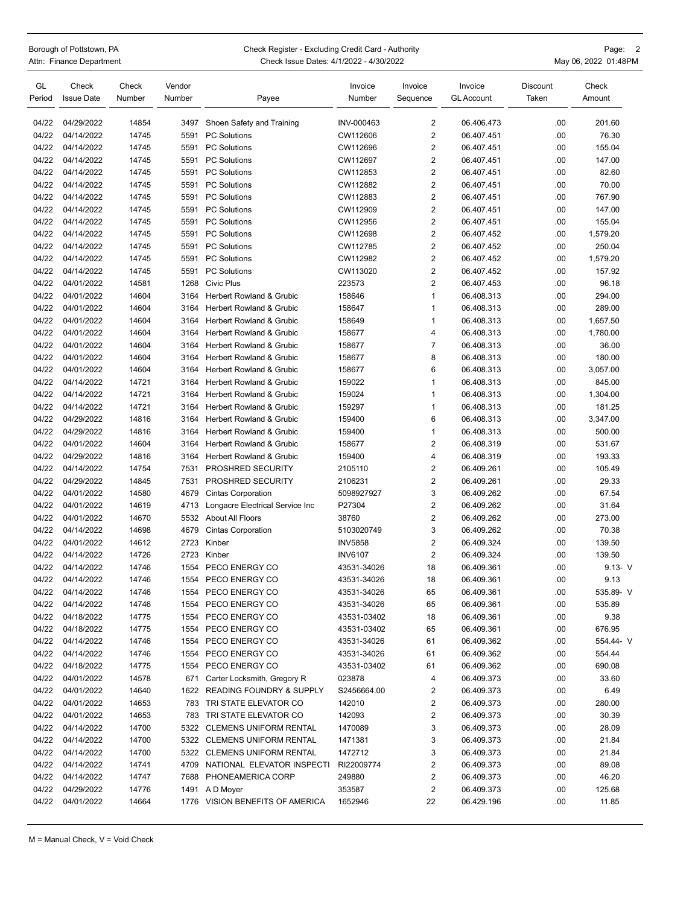| GL Period | Check Issue Date | Check Number | Vendor Number | Payee | Invoice Number | Invoice Sequence | Invoice GL Account | Discount Taken | Check Amount |
|---|---|---|---|---|---|---|---|---|---|
| 04/22 | 04/29/2022 | 14854 | 3497 | Shoen Safety and Training | INV-000463 | 2 | 06.406.473 | .00 | 201.60 |
| 04/22 | 04/14/2022 | 14745 | 5591 | PC Solutions | CW112606 | 2 | 06.407.451 | .00 | 76.30 |
| 04/22 | 04/14/2022 | 14745 | 5591 | PC Solutions | CW112696 | 2 | 06.407.451 | .00 | 155.04 |
| 04/22 | 04/14/2022 | 14745 | 5591 | PC Solutions | CW112697 | 2 | 06.407.451 | .00 | 147.00 |
| 04/22 | 04/14/2022 | 14745 | 5591 | PC Solutions | CW112853 | 2 | 06.407.451 | .00 | 82.60 |
| 04/22 | 04/14/2022 | 14745 | 5591 | PC Solutions | CW112882 | 2 | 06.407.451 | .00 | 70.00 |
| 04/22 | 04/14/2022 | 14745 | 5591 | PC Solutions | CW112883 | 2 | 06.407.451 | .00 | 767.90 |
| 04/22 | 04/14/2022 | 14745 | 5591 | PC Solutions | CW112909 | 2 | 06.407.451 | .00 | 147.00 |
| 04/22 | 04/14/2022 | 14745 | 5591 | PC Solutions | CW112956 | 2 | 06.407.451 | .00 | 155.04 |
| 04/22 | 04/14/2022 | 14745 | 5591 | PC Solutions | CW112698 | 2 | 06.407.452 | .00 | 1,579.20 |
| 04/22 | 04/14/2022 | 14745 | 5591 | PC Solutions | CW112785 | 2 | 06.407.452 | .00 | 250.04 |
| 04/22 | 04/14/2022 | 14745 | 5591 | PC Solutions | CW112982 | 2 | 06.407.452 | .00 | 1,579.20 |
| 04/22 | 04/14/2022 | 14745 | 5591 | PC Solutions | CW113020 | 2 | 06.407.452 | .00 | 157.92 |
| 04/22 | 04/01/2022 | 14581 | 1268 | Civic Plus | 223573 | 2 | 06.407.453 | .00 | 96.18 |
| 04/22 | 04/01/2022 | 14604 | 3164 | Herbert Rowland & Grubic | 158646 | 1 | 06.408.313 | .00 | 294.00 |
| 04/22 | 04/01/2022 | 14604 | 3164 | Herbert Rowland & Grubic | 158647 | 1 | 06.408.313 | .00 | 289.00 |
| 04/22 | 04/01/2022 | 14604 | 3164 | Herbert Rowland & Grubic | 158649 | 1 | 06.408.313 | .00 | 1,657.50 |
| 04/22 | 04/01/2022 | 14604 | 3164 | Herbert Rowland & Grubic | 158677 | 4 | 06.408.313 | .00 | 1,780.00 |
| 04/22 | 04/01/2022 | 14604 | 3164 | Herbert Rowland & Grubic | 158677 | 7 | 06.408.313 | .00 | 36.00 |
| 04/22 | 04/01/2022 | 14604 | 3164 | Herbert Rowland & Grubic | 158677 | 8 | 06.408.313 | .00 | 180.00 |
| 04/22 | 04/01/2022 | 14604 | 3164 | Herbert Rowland & Grubic | 158677 | 6 | 06.408.313 | .00 | 3,057.00 |
| 04/22 | 04/14/2022 | 14721 | 3164 | Herbert Rowland & Grubic | 159022 | 1 | 06.408.313 | .00 | 845.00 |
| 04/22 | 04/14/2022 | 14721 | 3164 | Herbert Rowland & Grubic | 159024 | 1 | 06.408.313 | .00 | 1,304.00 |
| 04/22 | 04/14/2022 | 14721 | 3164 | Herbert Rowland & Grubic | 159297 | 1 | 06.408.313 | .00 | 181.25 |
| 04/22 | 04/29/2022 | 14816 | 3164 | Herbert Rowland & Grubic | 159400 | 6 | 06.408.313 | .00 | 3,347.00 |
| 04/22 | 04/29/2022 | 14816 | 3164 | Herbert Rowland & Grubic | 159400 | 1 | 06.408.313 | .00 | 500.00 |
| 04/22 | 04/01/2022 | 14604 | 3164 | Herbert Rowland & Grubic | 158677 | 2 | 06.408.319 | .00 | 531.67 |
| 04/22 | 04/29/2022 | 14816 | 3164 | Herbert Rowland & Grubic | 159400 | 4 | 06.408.319 | .00 | 193.33 |
| 04/22 | 04/14/2022 | 14754 | 7531 | PROSHRED SECURITY | 2105110 | 2 | 06.409.261 | .00 | 105.49 |
| 04/22 | 04/29/2022 | 14845 | 7531 | PROSHRED SECURITY | 2106231 | 2 | 06.409.261 | .00 | 29.33 |
| 04/22 | 04/01/2022 | 14580 | 4679 | Cintas Corporation | 5098927927 | 3 | 06.409.262 | .00 | 67.54 |
| 04/22 | 04/01/2022 | 14619 | 4713 | Longacre Electrical Service Inc | P27304 | 2 | 06.409.262 | .00 | 31.64 |
| 04/22 | 04/01/2022 | 14670 | 5532 | About All Floors | 38760 | 2 | 06.409.262 | .00 | 273.00 |
| 04/22 | 04/14/2022 | 14698 | 4679 | Cintas Corporation | 5103020749 | 3 | 06.409.262 | .00 | 70.38 |
| 04/22 | 04/01/2022 | 14612 | 2723 | Kinber | INV5858 | 2 | 06.409.324 | .00 | 139.50 |
| 04/22 | 04/14/2022 | 14726 | 2723 | Kinber | INV6107 | 2 | 06.409.324 | .00 | 139.50 |
| 04/22 | 04/14/2022 | 14746 | 1554 | PECO ENERGY CO | 43531-34026 | 18 | 06.409.361 | .00 | 9.13- V |
| 04/22 | 04/14/2022 | 14746 | 1554 | PECO ENERGY CO | 43531-34026 | 18 | 06.409.361 | .00 | 9.13 |
| 04/22 | 04/14/2022 | 14746 | 1554 | PECO ENERGY CO | 43531-34026 | 65 | 06.409.361 | .00 | 535.89- V |
| 04/22 | 04/14/2022 | 14746 | 1554 | PECO ENERGY CO | 43531-34026 | 65 | 06.409.361 | .00 | 535.89 |
| 04/22 | 04/18/2022 | 14775 | 1554 | PECO ENERGY CO | 43531-03402 | 18 | 06.409.361 | .00 | 9.38 |
| 04/22 | 04/18/2022 | 14775 | 1554 | PECO ENERGY CO | 43531-03402 | 65 | 06.409.361 | .00 | 676.95 |
| 04/22 | 04/14/2022 | 14746 | 1554 | PECO ENERGY CO | 43531-34026 | 61 | 06.409.362 | .00 | 554.44- V |
| 04/22 | 04/14/2022 | 14746 | 1554 | PECO ENERGY CO | 43531-34026 | 61 | 06.409.362 | .00 | 554.44 |
| 04/22 | 04/18/2022 | 14775 | 1554 | PECO ENERGY CO | 43531-03402 | 61 | 06.409.362 | .00 | 690.08 |
| 04/22 | 04/01/2022 | 14578 | 671 | Carter Locksmith, Gregory R | 023878 | 4 | 06.409.373 | .00 | 33.60 |
| 04/22 | 04/01/2022 | 14640 | 1622 | READING FOUNDRY & SUPPLY | S2456664.00 | 2 | 06.409.373 | .00 | 6.49 |
| 04/22 | 04/01/2022 | 14653 | 783 | TRI STATE ELEVATOR CO | 142010 | 2 | 06.409.373 | .00 | 280.00 |
| 04/22 | 04/01/2022 | 14653 | 783 | TRI STATE ELEVATOR CO | 142093 | 2 | 06.409.373 | .00 | 30.39 |
| 04/22 | 04/14/2022 | 14700 | 5322 | CLEMENS UNIFORM RENTAL | 1470089 | 3 | 06.409.373 | .00 | 28.09 |
| 04/22 | 04/14/2022 | 14700 | 5322 | CLEMENS UNIFORM RENTAL | 1471381 | 3 | 06.409.373 | .00 | 21.84 |
| 04/22 | 04/14/2022 | 14700 | 5322 | CLEMENS UNIFORM RENTAL | 1472712 | 3 | 06.409.373 | .00 | 21.84 |
| 04/22 | 04/14/2022 | 14741 | 4709 | NATIONAL ELEVATOR INSPECTI | RI22009774 | 2 | 06.409.373 | .00 | 89.08 |
| 04/22 | 04/14/2022 | 14747 | 7688 | PHONEAMERICA CORP | 249880 | 2 | 06.409.373 | .00 | 46.20 |
| 04/22 | 04/29/2022 | 14776 | 1491 | A D Moyer | 353587 | 2 | 06.409.373 | .00 | 125.68 |
| 04/22 | 04/01/2022 | 14664 | 1776 | VISION BENEFITS OF AMERICA | 1652946 | 22 | 06.429.196 | .00 | 11.85 |

M = Manual Check, V = Void Check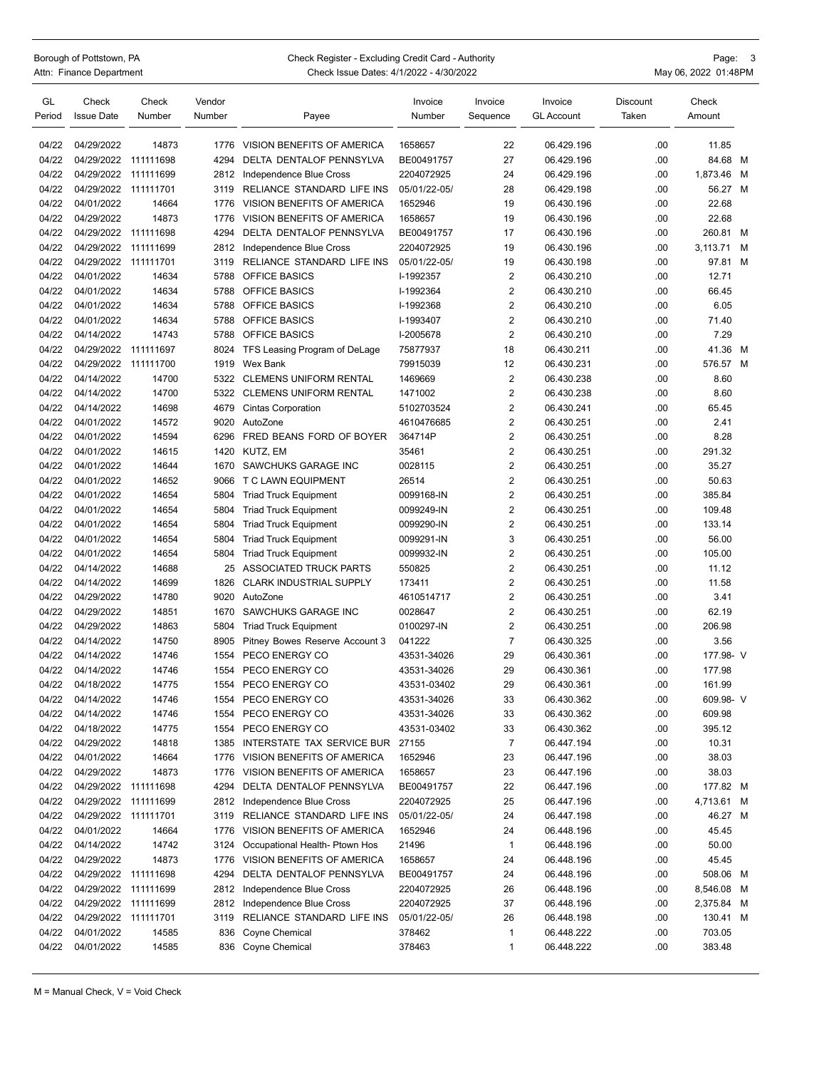| GL Period | Check Issue Date | Check Number | Vendor Number | Payee | Invoice Number | Invoice Sequence | Invoice GL Account | Discount Taken | Check Amount |
|---|---|---|---|---|---|---|---|---|---|
| 04/22 | 04/29/2022 | 14873 | 1776 | VISION BENEFITS OF AMERICA | 1658657 | 22 | 06.429.196 | .00 | 11.85 |
| 04/22 | 04/29/2022 | 111111698 | 4294 | DELTA DENTALOF PENNSYLVA | BE00491757 | 27 | 06.429.196 | .00 | 84.68 M |
| 04/22 | 04/29/2022 | 111111699 | 2812 | Independence Blue Cross | 2204072925 | 24 | 06.429.196 | .00 | 1,873.46 M |
| 04/22 | 04/29/2022 | 111111701 | 3119 | RELIANCE STANDARD LIFE INS | 05/01/22-05/ | 28 | 06.429.198 | .00 | 56.27 M |
| 04/22 | 04/01/2022 | 14664 | 1776 | VISION BENEFITS OF AMERICA | 1652946 | 19 | 06.430.196 | .00 | 22.68 |
| 04/22 | 04/29/2022 | 14873 | 1776 | VISION BENEFITS OF AMERICA | 1658657 | 19 | 06.430.196 | .00 | 22.68 |
| 04/22 | 04/29/2022 | 111111698 | 4294 | DELTA DENTALOF PENNSYLVA | BE00491757 | 17 | 06.430.196 | .00 | 260.81 M |
| 04/22 | 04/29/2022 | 111111699 | 2812 | Independence Blue Cross | 2204072925 | 19 | 06.430.196 | .00 | 3,113.71 M |
| 04/22 | 04/29/2022 | 111111701 | 3119 | RELIANCE STANDARD LIFE INS | 05/01/22-05/ | 19 | 06.430.198 | .00 | 97.81 M |
| 04/22 | 04/01/2022 | 14634 | 5788 | OFFICE BASICS | I-1992357 | 2 | 06.430.210 | .00 | 12.71 |
| 04/22 | 04/01/2022 | 14634 | 5788 | OFFICE BASICS | I-1992364 | 2 | 06.430.210 | .00 | 66.45 |
| 04/22 | 04/01/2022 | 14634 | 5788 | OFFICE BASICS | I-1992368 | 2 | 06.430.210 | .00 | 6.05 |
| 04/22 | 04/01/2022 | 14634 | 5788 | OFFICE BASICS | I-1993407 | 2 | 06.430.210 | .00 | 71.40 |
| 04/22 | 04/14/2022 | 14743 | 5788 | OFFICE BASICS | I-2005678 | 2 | 06.430.210 | .00 | 7.29 |
| 04/22 | 04/29/2022 | 111111697 | 8024 | TFS Leasing Program of DeLage | 75877937 | 18 | 06.430.211 | .00 | 41.36 M |
| 04/22 | 04/29/2022 | 111111700 | 1919 | Wex Bank | 79915039 | 12 | 06.430.231 | .00 | 576.57 M |
| 04/22 | 04/14/2022 | 14700 | 5322 | CLEMENS UNIFORM RENTAL | 1469669 | 2 | 06.430.238 | .00 | 8.60 |
| 04/22 | 04/14/2022 | 14700 | 5322 | CLEMENS UNIFORM RENTAL | 1471002 | 2 | 06.430.238 | .00 | 8.60 |
| 04/22 | 04/14/2022 | 14698 | 4679 | Cintas Corporation | 5102703524 | 2 | 06.430.241 | .00 | 65.45 |
| 04/22 | 04/01/2022 | 14572 | 9020 | AutoZone | 4610476685 | 2 | 06.430.251 | .00 | 2.41 |
| 04/22 | 04/01/2022 | 14594 | 6296 | FRED BEANS FORD OF BOYER | 364714P | 2 | 06.430.251 | .00 | 8.28 |
| 04/22 | 04/01/2022 | 14615 | 1420 | KUTZ, EM | 35461 | 2 | 06.430.251 | .00 | 291.32 |
| 04/22 | 04/01/2022 | 14644 | 1670 | SAWCHUKS GARAGE INC | 0028115 | 2 | 06.430.251 | .00 | 35.27 |
| 04/22 | 04/01/2022 | 14652 | 9066 | T C LAWN EQUIPMENT | 26514 | 2 | 06.430.251 | .00 | 50.63 |
| 04/22 | 04/01/2022 | 14654 | 5804 | Triad Truck Equipment | 0099168-IN | 2 | 06.430.251 | .00 | 385.84 |
| 04/22 | 04/01/2022 | 14654 | 5804 | Triad Truck Equipment | 0099249-IN | 2 | 06.430.251 | .00 | 109.48 |
| 04/22 | 04/01/2022 | 14654 | 5804 | Triad Truck Equipment | 0099290-IN | 2 | 06.430.251 | .00 | 133.14 |
| 04/22 | 04/01/2022 | 14654 | 5804 | Triad Truck Equipment | 0099291-IN | 3 | 06.430.251 | .00 | 56.00 |
| 04/22 | 04/01/2022 | 14654 | 5804 | Triad Truck Equipment | 0099932-IN | 2 | 06.430.251 | .00 | 105.00 |
| 04/22 | 04/14/2022 | 14688 | 25 | ASSOCIATED TRUCK PARTS | 550825 | 2 | 06.430.251 | .00 | 11.12 |
| 04/22 | 04/14/2022 | 14699 | 1826 | CLARK INDUSTRIAL SUPPLY | 173411 | 2 | 06.430.251 | .00 | 11.58 |
| 04/22 | 04/29/2022 | 14780 | 9020 | AutoZone | 4610514717 | 2 | 06.430.251 | .00 | 3.41 |
| 04/22 | 04/29/2022 | 14851 | 1670 | SAWCHUKS GARAGE INC | 0028647 | 2 | 06.430.251 | .00 | 62.19 |
| 04/22 | 04/29/2022 | 14863 | 5804 | Triad Truck Equipment | 0100297-IN | 2 | 06.430.251 | .00 | 206.98 |
| 04/22 | 04/14/2022 | 14750 | 8905 | Pitney Bowes Reserve Account 3 | 041222 | 7 | 06.430.325 | .00 | 3.56 |
| 04/22 | 04/14/2022 | 14746 | 1554 | PECO ENERGY CO | 43531-34026 | 29 | 06.430.361 | .00 | 177.98- V |
| 04/22 | 04/14/2022 | 14746 | 1554 | PECO ENERGY CO | 43531-34026 | 29 | 06.430.361 | .00 | 177.98 |
| 04/22 | 04/18/2022 | 14775 | 1554 | PECO ENERGY CO | 43531-03402 | 29 | 06.430.361 | .00 | 161.99 |
| 04/22 | 04/14/2022 | 14746 | 1554 | PECO ENERGY CO | 43531-34026 | 33 | 06.430.362 | .00 | 609.98- V |
| 04/22 | 04/14/2022 | 14746 | 1554 | PECO ENERGY CO | 43531-34026 | 33 | 06.430.362 | .00 | 609.98 |
| 04/22 | 04/18/2022 | 14775 | 1554 | PECO ENERGY CO | 43531-03402 | 33 | 06.430.362 | .00 | 395.12 |
| 04/22 | 04/29/2022 | 14818 | 1385 | INTERSTATE TAX SERVICE BUR | 27155 | 7 | 06.447.194 | .00 | 10.31 |
| 04/22 | 04/01/2022 | 14664 | 1776 | VISION BENEFITS OF AMERICA | 1652946 | 23 | 06.447.196 | .00 | 38.03 |
| 04/22 | 04/29/2022 | 14873 | 1776 | VISION BENEFITS OF AMERICA | 1658657 | 23 | 06.447.196 | .00 | 38.03 |
| 04/22 | 04/29/2022 | 111111698 | 4294 | DELTA DENTALOF PENNSYLVA | BE00491757 | 22 | 06.447.196 | .00 | 177.82 M |
| 04/22 | 04/29/2022 | 111111699 | 2812 | Independence Blue Cross | 2204072925 | 25 | 06.447.196 | .00 | 4,713.61 M |
| 04/22 | 04/29/2022 | 111111701 | 3119 | RELIANCE STANDARD LIFE INS | 05/01/22-05/ | 24 | 06.447.198 | .00 | 46.27 M |
| 04/22 | 04/01/2022 | 14664 | 1776 | VISION BENEFITS OF AMERICA | 1652946 | 24 | 06.448.196 | .00 | 45.45 |
| 04/22 | 04/14/2022 | 14742 | 3124 | Occupational Health- Ptown Hos | 21496 | 1 | 06.448.196 | .00 | 50.00 |
| 04/22 | 04/29/2022 | 14873 | 1776 | VISION BENEFITS OF AMERICA | 1658657 | 24 | 06.448.196 | .00 | 45.45 |
| 04/22 | 04/29/2022 | 111111698 | 4294 | DELTA DENTALOF PENNSYLVA | BE00491757 | 24 | 06.448.196 | .00 | 508.06 M |
| 04/22 | 04/29/2022 | 111111699 | 2812 | Independence Blue Cross | 2204072925 | 26 | 06.448.196 | .00 | 8,546.08 M |
| 04/22 | 04/29/2022 | 111111699 | 2812 | Independence Blue Cross | 2204072925 | 37 | 06.448.196 | .00 | 2,375.84 M |
| 04/22 | 04/29/2022 | 111111701 | 3119 | RELIANCE STANDARD LIFE INS | 05/01/22-05/ | 26 | 06.448.198 | .00 | 130.41 M |
| 04/22 | 04/01/2022 | 14585 | 836 | Coyne Chemical | 378462 | 1 | 06.448.222 | .00 | 703.05 |
| 04/22 | 04/01/2022 | 14585 | 836 | Coyne Chemical | 378463 | 1 | 06.448.222 | .00 | 383.48 |

M = Manual Check, V = Void Check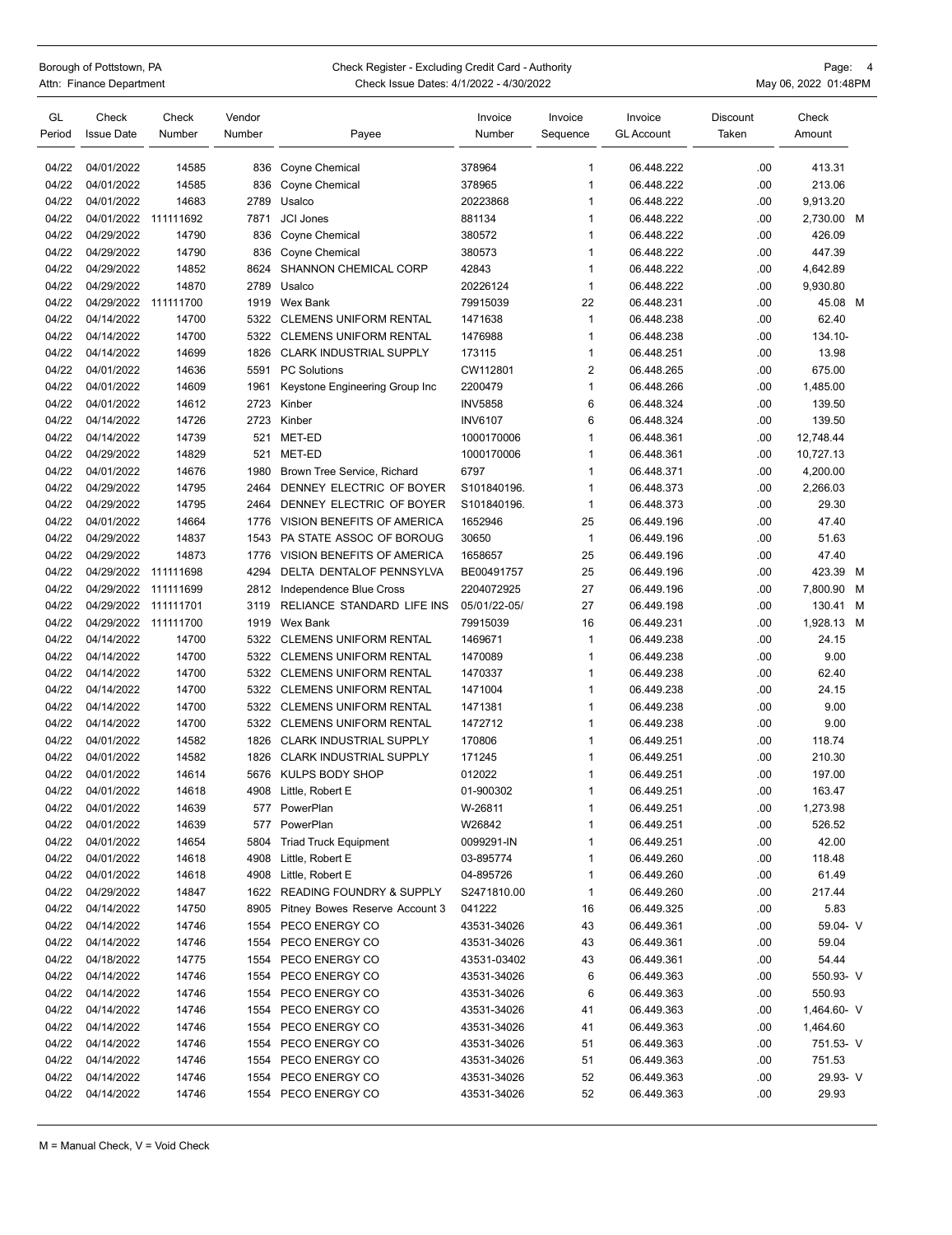Borough of Pottstown, PA
Attn: Finance Department

Check Register - Excluding Credit Card - Authority
Check Issue Dates: 4/1/2022 - 4/30/2022

May 06, 2022 01:48PM

| GL Period | Check Issue Date | Check Number | Vendor Number | Payee | Invoice Number | Invoice Sequence | Invoice GL Account | Discount Taken | Check Amount |
|---|---|---|---|---|---|---|---|---|---|
| 04/22 | 04/01/2022 | 14585 | 836 | Coyne Chemical | 378964 | 1 | 06.448.222 | .00 | 413.31 |
| 04/22 | 04/01/2022 | 14585 | 836 | Coyne Chemical | 378965 | 1 | 06.448.222 | .00 | 213.06 |
| 04/22 | 04/01/2022 | 14683 | 2789 | Usalco | 20223868 | 1 | 06.448.222 | .00 | 9,913.20 |
| 04/22 | 04/01/2022 | 111111692 | 7871 | JCI Jones | 881134 | 1 | 06.448.222 | .00 | 2,730.00 M |
| 04/22 | 04/29/2022 | 14790 | 836 | Coyne Chemical | 380572 | 1 | 06.448.222 | .00 | 426.09 |
| 04/22 | 04/29/2022 | 14790 | 836 | Coyne Chemical | 380573 | 1 | 06.448.222 | .00 | 447.39 |
| 04/22 | 04/29/2022 | 14852 | 8624 | SHANNON CHEMICAL CORP | 42843 | 1 | 06.448.222 | .00 | 4,642.89 |
| 04/22 | 04/29/2022 | 14870 | 2789 | Usalco | 20226124 | 1 | 06.448.222 | .00 | 9,930.80 |
| 04/22 | 04/29/2022 | 111111700 | 1919 | Wex Bank | 79915039 | 22 | 06.448.231 | .00 | 45.08 M |
| 04/22 | 04/14/2022 | 14700 | 5322 | CLEMENS UNIFORM RENTAL | 1471638 | 1 | 06.448.238 | .00 | 62.40 |
| 04/22 | 04/14/2022 | 14700 | 5322 | CLEMENS UNIFORM RENTAL | 1476988 | 1 | 06.448.238 | .00 | 134.10- |
| 04/22 | 04/14/2022 | 14699 | 1826 | CLARK INDUSTRIAL SUPPLY | 173115 | 1 | 06.448.251 | .00 | 13.98 |
| 04/22 | 04/01/2022 | 14636 | 5591 | PC Solutions | CW112801 | 2 | 06.448.265 | .00 | 675.00 |
| 04/22 | 04/01/2022 | 14609 | 1961 | Keystone Engineering Group Inc | 2200479 | 1 | 06.448.266 | .00 | 1,485.00 |
| 04/22 | 04/01/2022 | 14612 | 2723 | Kinber | INV5858 | 6 | 06.448.324 | .00 | 139.50 |
| 04/22 | 04/14/2022 | 14726 | 2723 | Kinber | INV6107 | 6 | 06.448.324 | .00 | 139.50 |
| 04/22 | 04/14/2022 | 14739 | 521 | MET-ED | 1000170006 | 1 | 06.448.361 | .00 | 12,748.44 |
| 04/22 | 04/29/2022 | 14829 | 521 | MET-ED | 1000170006 | 1 | 06.448.361 | .00 | 10,727.13 |
| 04/22 | 04/01/2022 | 14676 | 1980 | Brown Tree Service, Richard | 6797 | 1 | 06.448.371 | .00 | 4,200.00 |
| 04/22 | 04/29/2022 | 14795 | 2464 | DENNEY ELECTRIC OF BOYER | S101840196. | 1 | 06.448.373 | .00 | 2,266.03 |
| 04/22 | 04/29/2022 | 14795 | 2464 | DENNEY ELECTRIC OF BOYER | S101840196. | 1 | 06.448.373 | .00 | 29.30 |
| 04/22 | 04/01/2022 | 14664 | 1776 | VISION BENEFITS OF AMERICA | 1652946 | 25 | 06.449.196 | .00 | 47.40 |
| 04/22 | 04/29/2022 | 14837 | 1543 | PA STATE ASSOC OF BOROUG | 30650 | 1 | 06.449.196 | .00 | 51.63 |
| 04/22 | 04/29/2022 | 14873 | 1776 | VISION BENEFITS OF AMERICA | 1658657 | 25 | 06.449.196 | .00 | 47.40 |
| 04/22 | 04/29/2022 | 111111698 | 4294 | DELTA DENTALOF PENNSYLVA | BE00491757 | 25 | 06.449.196 | .00 | 423.39 M |
| 04/22 | 04/29/2022 | 111111699 | 2812 | Independence Blue Cross | 2204072925 | 27 | 06.449.196 | .00 | 7,800.90 M |
| 04/22 | 04/29/2022 | 111111701 | 3119 | RELIANCE STANDARD LIFE INS | 05/01/22-05/ | 27 | 06.449.198 | .00 | 130.41 M |
| 04/22 | 04/29/2022 | 111111700 | 1919 | Wex Bank | 79915039 | 16 | 06.449.231 | .00 | 1,928.13 M |
| 04/22 | 04/14/2022 | 14700 | 5322 | CLEMENS UNIFORM RENTAL | 1469671 | 1 | 06.449.238 | .00 | 24.15 |
| 04/22 | 04/14/2022 | 14700 | 5322 | CLEMENS UNIFORM RENTAL | 1470089 | 1 | 06.449.238 | .00 | 9.00 |
| 04/22 | 04/14/2022 | 14700 | 5322 | CLEMENS UNIFORM RENTAL | 1470337 | 1 | 06.449.238 | .00 | 62.40 |
| 04/22 | 04/14/2022 | 14700 | 5322 | CLEMENS UNIFORM RENTAL | 1471004 | 1 | 06.449.238 | .00 | 24.15 |
| 04/22 | 04/14/2022 | 14700 | 5322 | CLEMENS UNIFORM RENTAL | 1471381 | 1 | 06.449.238 | .00 | 9.00 |
| 04/22 | 04/14/2022 | 14700 | 5322 | CLEMENS UNIFORM RENTAL | 1472712 | 1 | 06.449.238 | .00 | 9.00 |
| 04/22 | 04/01/2022 | 14582 | 1826 | CLARK INDUSTRIAL SUPPLY | 170806 | 1 | 06.449.251 | .00 | 118.74 |
| 04/22 | 04/01/2022 | 14582 | 1826 | CLARK INDUSTRIAL SUPPLY | 171245 | 1 | 06.449.251 | .00 | 210.30 |
| 04/22 | 04/01/2022 | 14614 | 5676 | KULPS BODY SHOP | 012022 | 1 | 06.449.251 | .00 | 197.00 |
| 04/22 | 04/01/2022 | 14618 | 4908 | Little, Robert E | 01-900302 | 1 | 06.449.251 | .00 | 163.47 |
| 04/22 | 04/01/2022 | 14639 | 577 | PowerPlan | W-26811 | 1 | 06.449.251 | .00 | 1,273.98 |
| 04/22 | 04/01/2022 | 14639 | 577 | PowerPlan | W26842 | 1 | 06.449.251 | .00 | 526.52 |
| 04/22 | 04/01/2022 | 14654 | 5804 | Triad Truck Equipment | 0099291-IN | 1 | 06.449.251 | .00 | 42.00 |
| 04/22 | 04/01/2022 | 14618 | 4908 | Little, Robert E | 03-895774 | 1 | 06.449.260 | .00 | 118.48 |
| 04/22 | 04/01/2022 | 14618 | 4908 | Little, Robert E | 04-895726 | 1 | 06.449.260 | .00 | 61.49 |
| 04/22 | 04/29/2022 | 14847 | 1622 | READING FOUNDRY & SUPPLY | S2471810.00 | 1 | 06.449.260 | .00 | 217.44 |
| 04/22 | 04/14/2022 | 14750 | 8905 | Pitney Bowes Reserve Account 3 | 041222 | 16 | 06.449.325 | .00 | 5.83 |
| 04/22 | 04/14/2022 | 14746 | 1554 | PECO ENERGY CO | 43531-34026 | 43 | 06.449.361 | .00 | 59.04- V |
| 04/22 | 04/14/2022 | 14746 | 1554 | PECO ENERGY CO | 43531-34026 | 43 | 06.449.361 | .00 | 59.04 |
| 04/22 | 04/18/2022 | 14775 | 1554 | PECO ENERGY CO | 43531-03402 | 43 | 06.449.361 | .00 | 54.44 |
| 04/22 | 04/14/2022 | 14746 | 1554 | PECO ENERGY CO | 43531-34026 | 6 | 06.449.363 | .00 | 550.93- V |
| 04/22 | 04/14/2022 | 14746 | 1554 | PECO ENERGY CO | 43531-34026 | 6 | 06.449.363 | .00 | 550.93 |
| 04/22 | 04/14/2022 | 14746 | 1554 | PECO ENERGY CO | 43531-34026 | 41 | 06.449.363 | .00 | 1,464.60- V |
| 04/22 | 04/14/2022 | 14746 | 1554 | PECO ENERGY CO | 43531-34026 | 41 | 06.449.363 | .00 | 1,464.60 |
| 04/22 | 04/14/2022 | 14746 | 1554 | PECO ENERGY CO | 43531-34026 | 51 | 06.449.363 | .00 | 751.53- V |
| 04/22 | 04/14/2022 | 14746 | 1554 | PECO ENERGY CO | 43531-34026 | 51 | 06.449.363 | .00 | 751.53 |
| 04/22 | 04/14/2022 | 14746 | 1554 | PECO ENERGY CO | 43531-34026 | 52 | 06.449.363 | .00 | 29.93- V |
| 04/22 | 04/14/2022 | 14746 | 1554 | PECO ENERGY CO | 43531-34026 | 52 | 06.449.363 | .00 | 29.93 |

M = Manual Check, V = Void Check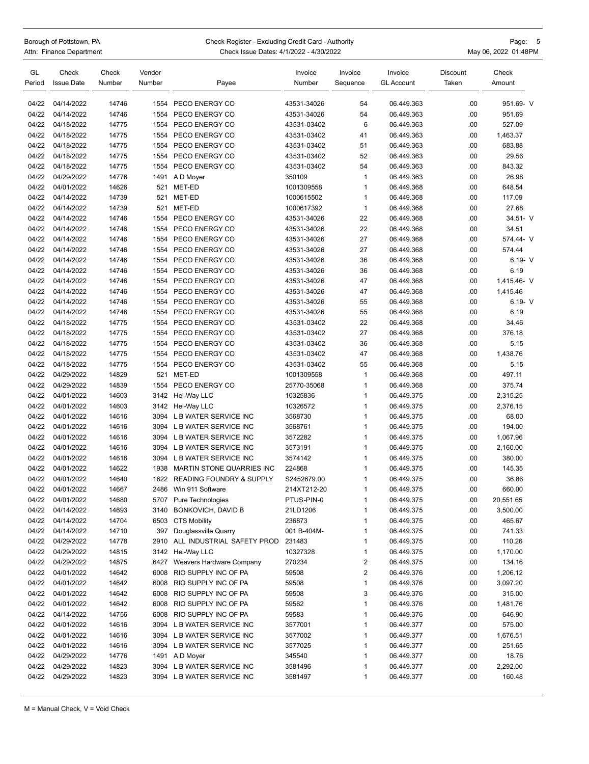| GL Period | Check Issue Date | Check Number | Vendor Number | Payee | Invoice Number | Invoice Sequence | Invoice GL Account | Discount Taken | Check Amount |
|---|---|---|---|---|---|---|---|---|---|
| 04/22 | 04/14/2022 | 14746 | 1554 | PECO ENERGY CO | 43531-34026 | 54 | 06.449.363 | .00 | 951.69- V |
| 04/22 | 04/14/2022 | 14746 | 1554 | PECO ENERGY CO | 43531-34026 | 54 | 06.449.363 | .00 | 951.69 |
| 04/22 | 04/18/2022 | 14775 | 1554 | PECO ENERGY CO | 43531-03402 | 6 | 06.449.363 | .00 | 527.09 |
| 04/22 | 04/18/2022 | 14775 | 1554 | PECO ENERGY CO | 43531-03402 | 41 | 06.449.363 | .00 | 1,463.37 |
| 04/22 | 04/18/2022 | 14775 | 1554 | PECO ENERGY CO | 43531-03402 | 51 | 06.449.363 | .00 | 683.88 |
| 04/22 | 04/18/2022 | 14775 | 1554 | PECO ENERGY CO | 43531-03402 | 52 | 06.449.363 | .00 | 29.56 |
| 04/22 | 04/18/2022 | 14775 | 1554 | PECO ENERGY CO | 43531-03402 | 54 | 06.449.363 | .00 | 843.32 |
| 04/22 | 04/29/2022 | 14776 | 1491 | A D Moyer | 350109 | 1 | 06.449.363 | .00 | 26.98 |
| 04/22 | 04/01/2022 | 14626 | 521 | MET-ED | 1001309558 | 1 | 06.449.368 | .00 | 648.54 |
| 04/22 | 04/14/2022 | 14739 | 521 | MET-ED | 1000615502 | 1 | 06.449.368 | .00 | 117.09 |
| 04/22 | 04/14/2022 | 14739 | 521 | MET-ED | 1000617392 | 1 | 06.449.368 | .00 | 27.68 |
| 04/22 | 04/14/2022 | 14746 | 1554 | PECO ENERGY CO | 43531-34026 | 22 | 06.449.368 | .00 | 34.51- V |
| 04/22 | 04/14/2022 | 14746 | 1554 | PECO ENERGY CO | 43531-34026 | 22 | 06.449.368 | .00 | 34.51 |
| 04/22 | 04/14/2022 | 14746 | 1554 | PECO ENERGY CO | 43531-34026 | 27 | 06.449.368 | .00 | 574.44- V |
| 04/22 | 04/14/2022 | 14746 | 1554 | PECO ENERGY CO | 43531-34026 | 27 | 06.449.368 | .00 | 574.44 |
| 04/22 | 04/14/2022 | 14746 | 1554 | PECO ENERGY CO | 43531-34026 | 36 | 06.449.368 | .00 | 6.19- V |
| 04/22 | 04/14/2022 | 14746 | 1554 | PECO ENERGY CO | 43531-34026 | 36 | 06.449.368 | .00 | 6.19 |
| 04/22 | 04/14/2022 | 14746 | 1554 | PECO ENERGY CO | 43531-34026 | 47 | 06.449.368 | .00 | 1,415.46- V |
| 04/22 | 04/14/2022 | 14746 | 1554 | PECO ENERGY CO | 43531-34026 | 47 | 06.449.368 | .00 | 1,415.46 |
| 04/22 | 04/14/2022 | 14746 | 1554 | PECO ENERGY CO | 43531-34026 | 55 | 06.449.368 | .00 | 6.19- V |
| 04/22 | 04/14/2022 | 14746 | 1554 | PECO ENERGY CO | 43531-34026 | 55 | 06.449.368 | .00 | 6.19 |
| 04/22 | 04/18/2022 | 14775 | 1554 | PECO ENERGY CO | 43531-03402 | 22 | 06.449.368 | .00 | 34.46 |
| 04/22 | 04/18/2022 | 14775 | 1554 | PECO ENERGY CO | 43531-03402 | 27 | 06.449.368 | .00 | 376.18 |
| 04/22 | 04/18/2022 | 14775 | 1554 | PECO ENERGY CO | 43531-03402 | 36 | 06.449.368 | .00 | 5.15 |
| 04/22 | 04/18/2022 | 14775 | 1554 | PECO ENERGY CO | 43531-03402 | 47 | 06.449.368 | .00 | 1,438.76 |
| 04/22 | 04/18/2022 | 14775 | 1554 | PECO ENERGY CO | 43531-03402 | 55 | 06.449.368 | .00 | 5.15 |
| 04/22 | 04/29/2022 | 14829 | 521 | MET-ED | 1001309558 | 1 | 06.449.368 | .00 | 497.11 |
| 04/22 | 04/29/2022 | 14839 | 1554 | PECO ENERGY CO | 25770-35068 | 1 | 06.449.368 | .00 | 375.74 |
| 04/22 | 04/01/2022 | 14603 | 3142 | Hei-Way LLC | 10325836 | 1 | 06.449.375 | .00 | 2,315.25 |
| 04/22 | 04/01/2022 | 14603 | 3142 | Hei-Way LLC | 10326572 | 1 | 06.449.375 | .00 | 2,376.15 |
| 04/22 | 04/01/2022 | 14616 | 3094 | L B WATER SERVICE INC | 3568730 | 1 | 06.449.375 | .00 | 68.00 |
| 04/22 | 04/01/2022 | 14616 | 3094 | L B WATER SERVICE INC | 3568761 | 1 | 06.449.375 | .00 | 194.00 |
| 04/22 | 04/01/2022 | 14616 | 3094 | L B WATER SERVICE INC | 3572282 | 1 | 06.449.375 | .00 | 1,067.96 |
| 04/22 | 04/01/2022 | 14616 | 3094 | L B WATER SERVICE INC | 3573191 | 1 | 06.449.375 | .00 | 2,160.00 |
| 04/22 | 04/01/2022 | 14616 | 3094 | L B WATER SERVICE INC | 3574142 | 1 | 06.449.375 | .00 | 380.00 |
| 04/22 | 04/01/2022 | 14622 | 1938 | MARTIN STONE QUARRIES INC | 224868 | 1 | 06.449.375 | .00 | 145.35 |
| 04/22 | 04/01/2022 | 14640 | 1622 | READING FOUNDRY & SUPPLY | S2452679.00 | 1 | 06.449.375 | .00 | 36.86 |
| 04/22 | 04/01/2022 | 14667 | 2486 | Win 911 Software | 214XT212-20 | 1 | 06.449.375 | .00 | 660.00 |
| 04/22 | 04/01/2022 | 14680 | 5707 | Pure Technologies | PTUS-PIN-0 | 1 | 06.449.375 | .00 | 20,551.65 |
| 04/22 | 04/14/2022 | 14693 | 3140 | BONKOVICH, DAVID B | 21LD1206 | 1 | 06.449.375 | .00 | 3,500.00 |
| 04/22 | 04/14/2022 | 14704 | 6503 | CTS Mobility | 236873 | 1 | 06.449.375 | .00 | 465.67 |
| 04/22 | 04/14/2022 | 14710 | 397 | Douglassville Quarry | 001 B-404M- | 1 | 06.449.375 | .00 | 741.33 |
| 04/22 | 04/29/2022 | 14778 | 2910 | ALL INDUSTRIAL SAFETY PROD | 231483 | 1 | 06.449.375 | .00 | 110.26 |
| 04/22 | 04/29/2022 | 14815 | 3142 | Hei-Way LLC | 10327328 | 1 | 06.449.375 | .00 | 1,170.00 |
| 04/22 | 04/29/2022 | 14875 | 6427 | Weavers Hardware Company | 270234 | 2 | 06.449.375 | .00 | 134.16 |
| 04/22 | 04/01/2022 | 14642 | 6008 | RIO SUPPLY INC OF PA | 59508 | 2 | 06.449.376 | .00 | 1,206.12 |
| 04/22 | 04/01/2022 | 14642 | 6008 | RIO SUPPLY INC OF PA | 59508 | 1 | 06.449.376 | .00 | 3,097.20 |
| 04/22 | 04/01/2022 | 14642 | 6008 | RIO SUPPLY INC OF PA | 59508 | 3 | 06.449.376 | .00 | 315.00 |
| 04/22 | 04/01/2022 | 14642 | 6008 | RIO SUPPLY INC OF PA | 59562 | 1 | 06.449.376 | .00 | 1,481.76 |
| 04/22 | 04/14/2022 | 14756 | 6008 | RIO SUPPLY INC OF PA | 59583 | 1 | 06.449.376 | .00 | 646.90 |
| 04/22 | 04/01/2022 | 14616 | 3094 | L B WATER SERVICE INC | 3577001 | 1 | 06.449.377 | .00 | 575.00 |
| 04/22 | 04/01/2022 | 14616 | 3094 | L B WATER SERVICE INC | 3577002 | 1 | 06.449.377 | .00 | 1,676.51 |
| 04/22 | 04/01/2022 | 14616 | 3094 | L B WATER SERVICE INC | 3577025 | 1 | 06.449.377 | .00 | 251.65 |
| 04/22 | 04/29/2022 | 14776 | 1491 | A D Moyer | 345540 | 1 | 06.449.377 | .00 | 18.76 |
| 04/22 | 04/29/2022 | 14823 | 3094 | L B WATER SERVICE INC | 3581496 | 1 | 06.449.377 | .00 | 2,292.00 |
| 04/22 | 04/29/2022 | 14823 | 3094 | L B WATER SERVICE INC | 3581497 | 1 | 06.449.377 | .00 | 160.48 |

M = Manual Check, V = Void Check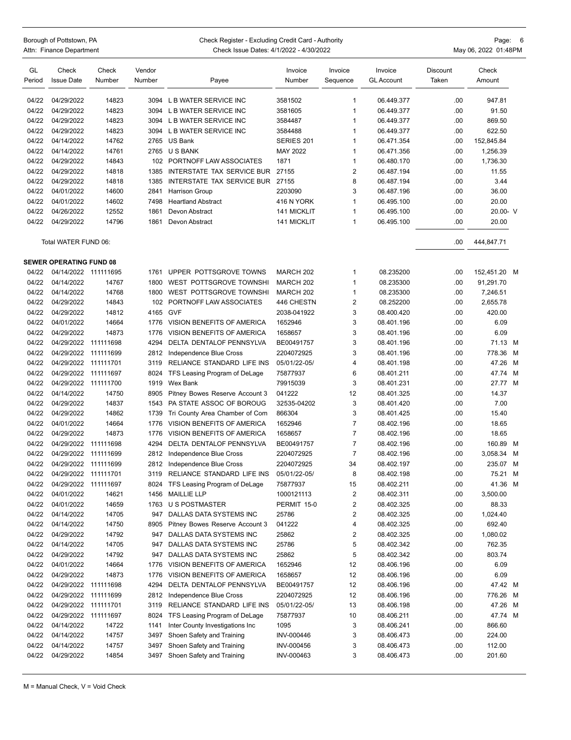Borough of Pottstown, PA
Attn: Finance Department

Check Register - Excluding Credit Card - Authority
Check Issue Dates: 4/1/2022 - 4/30/2022

May 06, 2022 01:48PM

| GL Period | Check Issue Date | Check Number | Vendor Number | Payee | Invoice Number | Invoice Sequence | Invoice GL Account | Discount Taken | Check Amount | |
|---|---|---|---|---|---|---|---|---|---|---|
| 04/22 | 04/29/2022 | 14823 | 3094 | L B WATER SERVICE INC | 3581502 | 1 | 06.449.377 | .00 | 947.81 | |
| 04/22 | 04/29/2022 | 14823 | 3094 | L B WATER SERVICE INC | 3581605 | 1 | 06.449.377 | .00 | 91.50 | |
| 04/22 | 04/29/2022 | 14823 | 3094 | L B WATER SERVICE INC | 3584487 | 1 | 06.449.377 | .00 | 869.50 | |
| 04/22 | 04/29/2022 | 14823 | 3094 | L B WATER SERVICE INC | 3584488 | 1 | 06.449.377 | .00 | 622.50 | |
| 04/22 | 04/14/2022 | 14762 | 2765 | US Bank | SERIES 201 | 1 | 06.471.354 | .00 | 152,845.84 | |
| 04/22 | 04/14/2022 | 14761 | 2765 | U S BANK | MAY 2022 | 1 | 06.471.356 | .00 | 1,256.39 | |
| 04/22 | 04/29/2022 | 14843 | 102 | PORTNOFF LAW ASSOCIATES | 1871 | 1 | 06.480.170 | .00 | 1,736.30 | |
| 04/22 | 04/29/2022 | 14818 | 1385 | INTERSTATE TAX SERVICE BUR | 27155 | 2 | 06.487.194 | .00 | 11.55 | |
| 04/22 | 04/29/2022 | 14818 | 1385 | INTERSTATE TAX SERVICE BUR | 27155 | 8 | 06.487.194 | .00 | 3.44 | |
| 04/22 | 04/01/2022 | 14600 | 2841 | Harrison Group | 2203090 | 3 | 06.487.196 | .00 | 36.00 | |
| 04/22 | 04/01/2022 | 14602 | 7498 | Heartland Abstract | 416 N YORK | 1 | 06.495.100 | .00 | 20.00 | |
| 04/22 | 04/26/2022 | 12552 | 1861 | Devon Abstract | 141 MICKLIT | 1 | 06.495.100 | .00 | 20.00- | V |
| 04/22 | 04/29/2022 | 14796 | 1861 | Devon Abstract | 141 MICKLIT | 1 | 06.495.100 | .00 | 20.00 | |
| | Total WATER FUND 06: | | | | | | | .00 | 444,847.71 | |
| | **SEWER OPERATING FUND 08** | | | | | | | | | |
| 04/22 | 04/14/2022 | 111111695 | 1761 | UPPER POTTSGROVE TOWNS | MARCH 202 | 1 | 08.235200 | .00 | 152,451.20 | M |
| 04/22 | 04/14/2022 | 14767 | 1800 | WEST POTTSGROVE TOWNSHI | MARCH 202 | 1 | 08.235300 | .00 | 91,291.70 | |
| 04/22 | 04/14/2022 | 14768 | 1800 | WEST POTTSGROVE TOWNSHI | MARCH 202 | 1 | 08.235300 | .00 | 7,246.51 | |
| 04/22 | 04/29/2022 | 14843 | 102 | PORTNOFF LAW ASSOCIATES | 446 CHESTN | 2 | 08.252200 | .00 | 2,655.78 | |
| 04/22 | 04/29/2022 | 14812 | 4165 | GVF | 2038-041922 | 3 | 08.400.420 | .00 | 420.00 | |
| 04/22 | 04/01/2022 | 14664 | 1776 | VISION BENEFITS OF AMERICA | 1652946 | 3 | 08.401.196 | .00 | 6.09 | |
| 04/22 | 04/29/2022 | 14873 | 1776 | VISION BENEFITS OF AMERICA | 1658657 | 3 | 08.401.196 | .00 | 6.09 | |
| 04/22 | 04/29/2022 | 111111698 | 4294 | DELTA DENTALOF PENNSYLVA | BE00491757 | 3 | 08.401.196 | .00 | 71.13 | M |
| 04/22 | 04/29/2022 | 111111699 | 2812 | Independence Blue Cross | 2204072925 | 3 | 08.401.196 | .00 | 778.36 | M |
| 04/22 | 04/29/2022 | 111111701 | 3119 | RELIANCE STANDARD LIFE INS | 05/01/22-05/ | 4 | 08.401.198 | .00 | 47.26 | M |
| 04/22 | 04/29/2022 | 111111697 | 8024 | TFS Leasing Program of DeLage | 75877937 | 6 | 08.401.211 | .00 | 47.74 | M |
| 04/22 | 04/29/2022 | 111111700 | 1919 | Wex Bank | 79915039 | 3 | 08.401.231 | .00 | 27.77 | M |
| 04/22 | 04/14/2022 | 14750 | 8905 | Pitney Bowes Reserve Account 3 | 041222 | 12 | 08.401.325 | .00 | 14.37 | |
| 04/22 | 04/29/2022 | 14837 | 1543 | PA STATE ASSOC OF BOROUG | 32535-04202 | 3 | 08.401.420 | .00 | 7.00 | |
| 04/22 | 04/29/2022 | 14862 | 1739 | Tri County Area Chamber of Com | 866304 | 3 | 08.401.425 | .00 | 15.40 | |
| 04/22 | 04/01/2022 | 14664 | 1776 | VISION BENEFITS OF AMERICA | 1652946 | 7 | 08.402.196 | .00 | 18.65 | |
| 04/22 | 04/29/2022 | 14873 | 1776 | VISION BENEFITS OF AMERICA | 1658657 | 7 | 08.402.196 | .00 | 18.65 | |
| 04/22 | 04/29/2022 | 111111698 | 4294 | DELTA DENTALOF PENNSYLVA | BE00491757 | 7 | 08.402.196 | .00 | 160.89 | M |
| 04/22 | 04/29/2022 | 111111699 | 2812 | Independence Blue Cross | 2204072925 | 7 | 08.402.196 | .00 | 3,058.34 | M |
| 04/22 | 04/29/2022 | 111111699 | 2812 | Independence Blue Cross | 2204072925 | 34 | 08.402.197 | .00 | 235.07 | M |
| 04/22 | 04/29/2022 | 111111701 | 3119 | RELIANCE STANDARD LIFE INS | 05/01/22-05/ | 8 | 08.402.198 | .00 | 75.21 | M |
| 04/22 | 04/29/2022 | 111111697 | 8024 | TFS Leasing Program of DeLage | 75877937 | 15 | 08.402.211 | .00 | 41.36 | M |
| 04/22 | 04/01/2022 | 14621 | 1456 | MAILLIE LLP | 1000121113 | 2 | 08.402.311 | .00 | 3,500.00 | |
| 04/22 | 04/01/2022 | 14659 | 1763 | U S POSTMASTER | PERMIT 15-0 | 2 | 08.402.325 | .00 | 88.33 | |
| 04/22 | 04/14/2022 | 14705 | 947 | DALLAS DATA SYSTEMS INC | 25786 | 2 | 08.402.325 | .00 | 1,024.40 | |
| 04/22 | 04/14/2022 | 14750 | 8905 | Pitney Bowes Reserve Account 3 | 041222 | 4 | 08.402.325 | .00 | 692.40 | |
| 04/22 | 04/29/2022 | 14792 | 947 | DALLAS DATA SYSTEMS INC | 25862 | 2 | 08.402.325 | .00 | 1,080.02 | |
| 04/22 | 04/14/2022 | 14705 | 947 | DALLAS DATA SYSTEMS INC | 25786 | 5 | 08.402.342 | .00 | 762.35 | |
| 04/22 | 04/29/2022 | 14792 | 947 | DALLAS DATA SYSTEMS INC | 25862 | 5 | 08.402.342 | .00 | 803.74 | |
| 04/22 | 04/01/2022 | 14664 | 1776 | VISION BENEFITS OF AMERICA | 1652946 | 12 | 08.406.196 | .00 | 6.09 | |
| 04/22 | 04/29/2022 | 14873 | 1776 | VISION BENEFITS OF AMERICA | 1658657 | 12 | 08.406.196 | .00 | 6.09 | |
| 04/22 | 04/29/2022 | 111111698 | 4294 | DELTA DENTALOF PENNSYLVA | BE00491757 | 12 | 08.406.196 | .00 | 47.42 | M |
| 04/22 | 04/29/2022 | 111111699 | 2812 | Independence Blue Cross | 2204072925 | 12 | 08.406.196 | .00 | 776.26 | M |
| 04/22 | 04/29/2022 | 111111701 | 3119 | RELIANCE STANDARD LIFE INS | 05/01/22-05/ | 13 | 08.406.198 | .00 | 47.26 | M |
| 04/22 | 04/29/2022 | 111111697 | 8024 | TFS Leasing Program of DeLage | 75877937 | 10 | 08.406.211 | .00 | 47.74 | M |
| 04/22 | 04/14/2022 | 14722 | 1141 | Inter County Investigations Inc | 1095 | 3 | 08.406.241 | .00 | 866.60 | |
| 04/22 | 04/14/2022 | 14757 | 3497 | Shoen Safety and Training | INV-000446 | 3 | 08.406.473 | .00 | 224.00 | |
| 04/22 | 04/14/2022 | 14757 | 3497 | Shoen Safety and Training | INV-000456 | 3 | 08.406.473 | .00 | 112.00 | |
| 04/22 | 04/29/2022 | 14854 | 3497 | Shoen Safety and Training | INV-000463 | 3 | 08.406.473 | .00 | 201.60 | |

M = Manual Check, V = Void Check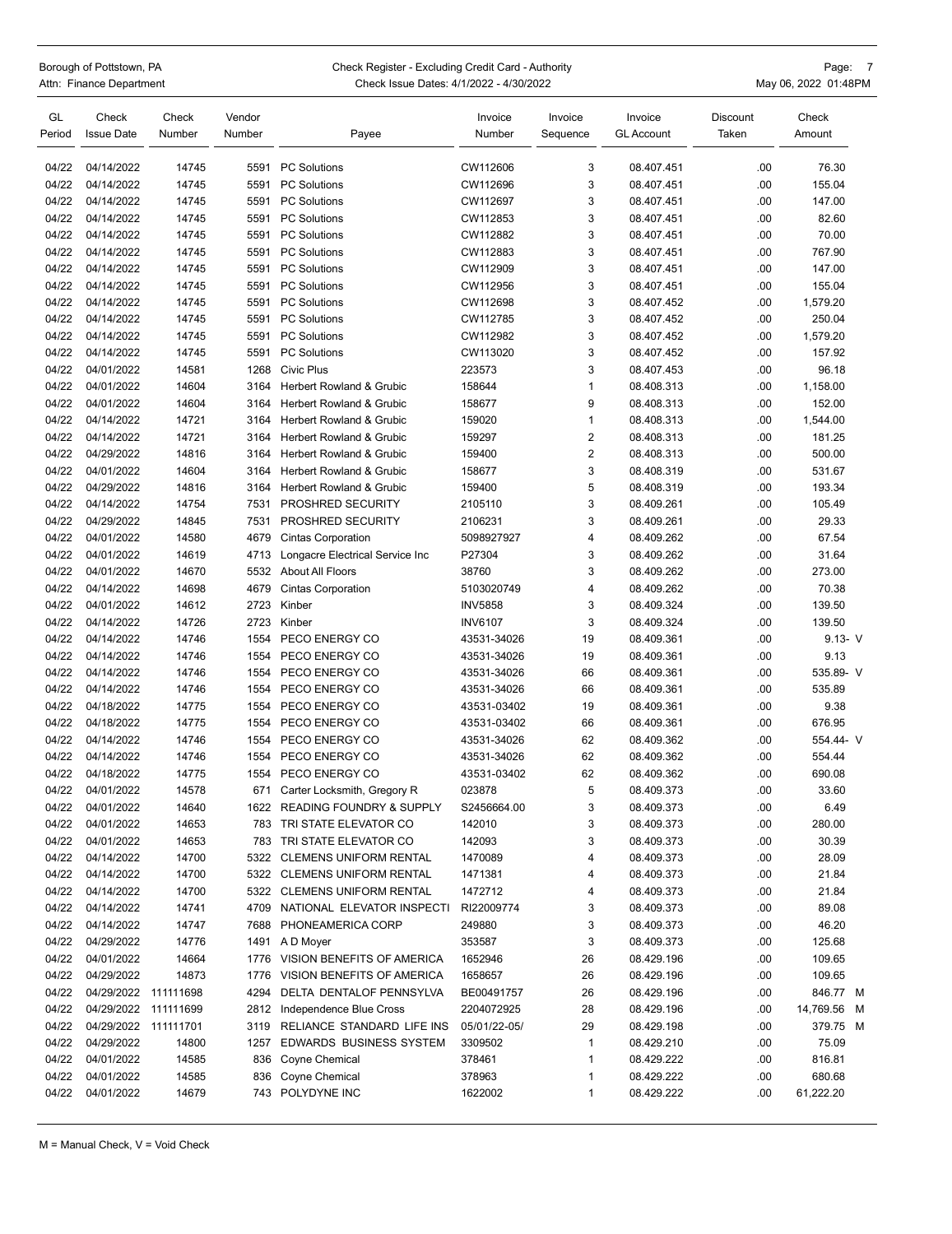Borough of Pottstown, PA
Attn: Finance Department

Check Register - Excluding Credit Card - Authority
Check Issue Dates: 4/1/2022 - 4/30/2022

May 06, 2022 01:48PM

| GL Period | Check Issue Date | Check Number | Vendor Number | Payee | Invoice Number | Invoice Sequence | Invoice GL Account | Discount Taken | Check Amount |
|---|---|---|---|---|---|---|---|---|---|
| 04/22 | 04/14/2022 | 14745 | 5591 | PC Solutions | CW112606 | 3 | 08.407.451 | .00 | 76.30 |
| 04/22 | 04/14/2022 | 14745 | 5591 | PC Solutions | CW112696 | 3 | 08.407.451 | .00 | 155.04 |
| 04/22 | 04/14/2022 | 14745 | 5591 | PC Solutions | CW112697 | 3 | 08.407.451 | .00 | 147.00 |
| 04/22 | 04/14/2022 | 14745 | 5591 | PC Solutions | CW112853 | 3 | 08.407.451 | .00 | 82.60 |
| 04/22 | 04/14/2022 | 14745 | 5591 | PC Solutions | CW112882 | 3 | 08.407.451 | .00 | 70.00 |
| 04/22 | 04/14/2022 | 14745 | 5591 | PC Solutions | CW112883 | 3 | 08.407.451 | .00 | 767.90 |
| 04/22 | 04/14/2022 | 14745 | 5591 | PC Solutions | CW112909 | 3 | 08.407.451 | .00 | 147.00 |
| 04/22 | 04/14/2022 | 14745 | 5591 | PC Solutions | CW112956 | 3 | 08.407.451 | .00 | 155.04 |
| 04/22 | 04/14/2022 | 14745 | 5591 | PC Solutions | CW112698 | 3 | 08.407.452 | .00 | 1,579.20 |
| 04/22 | 04/14/2022 | 14745 | 5591 | PC Solutions | CW112785 | 3 | 08.407.452 | .00 | 250.04 |
| 04/22 | 04/14/2022 | 14745 | 5591 | PC Solutions | CW112982 | 3 | 08.407.452 | .00 | 1,579.20 |
| 04/22 | 04/14/2022 | 14745 | 5591 | PC Solutions | CW113020 | 3 | 08.407.452 | .00 | 157.92 |
| 04/22 | 04/01/2022 | 14581 | 1268 | Civic Plus | 223573 | 3 | 08.407.453 | .00 | 96.18 |
| 04/22 | 04/01/2022 | 14604 | 3164 | Herbert Rowland & Grubic | 158644 | 1 | 08.408.313 | .00 | 1,158.00 |
| 04/22 | 04/01/2022 | 14604 | 3164 | Herbert Rowland & Grubic | 158677 | 9 | 08.408.313 | .00 | 152.00 |
| 04/22 | 04/14/2022 | 14721 | 3164 | Herbert Rowland & Grubic | 159020 | 1 | 08.408.313 | .00 | 1,544.00 |
| 04/22 | 04/14/2022 | 14721 | 3164 | Herbert Rowland & Grubic | 159297 | 2 | 08.408.313 | .00 | 181.25 |
| 04/22 | 04/29/2022 | 14816 | 3164 | Herbert Rowland & Grubic | 159400 | 2 | 08.408.313 | .00 | 500.00 |
| 04/22 | 04/01/2022 | 14604 | 3164 | Herbert Rowland & Grubic | 158677 | 3 | 08.408.319 | .00 | 531.67 |
| 04/22 | 04/29/2022 | 14816 | 3164 | Herbert Rowland & Grubic | 159400 | 5 | 08.408.319 | .00 | 193.34 |
| 04/22 | 04/14/2022 | 14754 | 7531 | PROSHRED SECURITY | 2105110 | 3 | 08.409.261 | .00 | 105.49 |
| 04/22 | 04/29/2022 | 14845 | 7531 | PROSHRED SECURITY | 2106231 | 3 | 08.409.261 | .00 | 29.33 |
| 04/22 | 04/01/2022 | 14580 | 4679 | Cintas Corporation | 5098927927 | 4 | 08.409.262 | .00 | 67.54 |
| 04/22 | 04/01/2022 | 14619 | 4713 | Longacre Electrical Service Inc | P27304 | 3 | 08.409.262 | .00 | 31.64 |
| 04/22 | 04/01/2022 | 14670 | 5532 | About All Floors | 38760 | 3 | 08.409.262 | .00 | 273.00 |
| 04/22 | 04/14/2022 | 14698 | 4679 | Cintas Corporation | 5103020749 | 4 | 08.409.262 | .00 | 70.38 |
| 04/22 | 04/01/2022 | 14612 | 2723 | Kinber | INV5858 | 3 | 08.409.324 | .00 | 139.50 |
| 04/22 | 04/14/2022 | 14726 | 2723 | Kinber | INV6107 | 3 | 08.409.324 | .00 | 139.50 |
| 04/22 | 04/14/2022 | 14746 | 1554 | PECO ENERGY CO | 43531-34026 | 19 | 08.409.361 | .00 | 9.13- V |
| 04/22 | 04/14/2022 | 14746 | 1554 | PECO ENERGY CO | 43531-34026 | 19 | 08.409.361 | .00 | 9.13 |
| 04/22 | 04/14/2022 | 14746 | 1554 | PECO ENERGY CO | 43531-34026 | 66 | 08.409.361 | .00 | 535.89- V |
| 04/22 | 04/14/2022 | 14746 | 1554 | PECO ENERGY CO | 43531-34026 | 66 | 08.409.361 | .00 | 535.89 |
| 04/22 | 04/18/2022 | 14775 | 1554 | PECO ENERGY CO | 43531-03402 | 19 | 08.409.361 | .00 | 9.38 |
| 04/22 | 04/18/2022 | 14775 | 1554 | PECO ENERGY CO | 43531-03402 | 66 | 08.409.361 | .00 | 676.95 |
| 04/22 | 04/14/2022 | 14746 | 1554 | PECO ENERGY CO | 43531-34026 | 62 | 08.409.362 | .00 | 554.44- V |
| 04/22 | 04/14/2022 | 14746 | 1554 | PECO ENERGY CO | 43531-34026 | 62 | 08.409.362 | .00 | 554.44 |
| 04/22 | 04/18/2022 | 14775 | 1554 | PECO ENERGY CO | 43531-03402 | 62 | 08.409.362 | .00 | 690.08 |
| 04/22 | 04/01/2022 | 14578 | 671 | Carter Locksmith, Gregory R | 023878 | 5 | 08.409.373 | .00 | 33.60 |
| 04/22 | 04/01/2022 | 14640 | 1622 | READING FOUNDRY & SUPPLY | S2456664.00 | 3 | 08.409.373 | .00 | 6.49 |
| 04/22 | 04/01/2022 | 14653 | 783 | TRI STATE ELEVATOR CO | 142010 | 3 | 08.409.373 | .00 | 280.00 |
| 04/22 | 04/01/2022 | 14653 | 783 | TRI STATE ELEVATOR CO | 142093 | 3 | 08.409.373 | .00 | 30.39 |
| 04/22 | 04/14/2022 | 14700 | 5322 | CLEMENS UNIFORM RENTAL | 1470089 | 4 | 08.409.373 | .00 | 28.09 |
| 04/22 | 04/14/2022 | 14700 | 5322 | CLEMENS UNIFORM RENTAL | 1471381 | 4 | 08.409.373 | .00 | 21.84 |
| 04/22 | 04/14/2022 | 14700 | 5322 | CLEMENS UNIFORM RENTAL | 1472712 | 4 | 08.409.373 | .00 | 21.84 |
| 04/22 | 04/14/2022 | 14741 | 4709 | NATIONAL ELEVATOR INSPECTI | RI22009774 | 3 | 08.409.373 | .00 | 89.08 |
| 04/22 | 04/14/2022 | 14747 | 7688 | PHONEAMERICA CORP | 249880 | 3 | 08.409.373 | .00 | 46.20 |
| 04/22 | 04/29/2022 | 14776 | 1491 | A D Moyer | 353587 | 3 | 08.409.373 | .00 | 125.68 |
| 04/22 | 04/01/2022 | 14664 | 1776 | VISION BENEFITS OF AMERICA | 1652946 | 26 | 08.429.196 | .00 | 109.65 |
| 04/22 | 04/29/2022 | 14873 | 1776 | VISION BENEFITS OF AMERICA | 1658657 | 26 | 08.429.196 | .00 | 109.65 |
| 04/22 | 04/29/2022 | 111111698 | 4294 | DELTA DENTALOF PENNSYLVA | BE00491757 | 26 | 08.429.196 | .00 | 846.77 M |
| 04/22 | 04/29/2022 | 111111699 | 2812 | Independence Blue Cross | 2204072925 | 28 | 08.429.196 | .00 | 14,769.56 M |
| 04/22 | 04/29/2022 | 111111701 | 3119 | RELIANCE STANDARD LIFE INS | 05/01/22-05/ | 29 | 08.429.198 | .00 | 379.75 M |
| 04/22 | 04/29/2022 | 14800 | 1257 | EDWARDS BUSINESS SYSTEM | 3309502 | 1 | 08.429.210 | .00 | 75.09 |
| 04/22 | 04/01/2022 | 14585 | 836 | Coyne Chemical | 378461 | 1 | 08.429.222 | .00 | 816.81 |
| 04/22 | 04/01/2022 | 14585 | 836 | Coyne Chemical | 378963 | 1 | 08.429.222 | .00 | 680.68 |
| 04/22 | 04/01/2022 | 14679 | 743 | POLYDYNE INC | 1622002 | 1 | 08.429.222 | .00 | 61,222.20 |

M = Manual Check, V = Void Check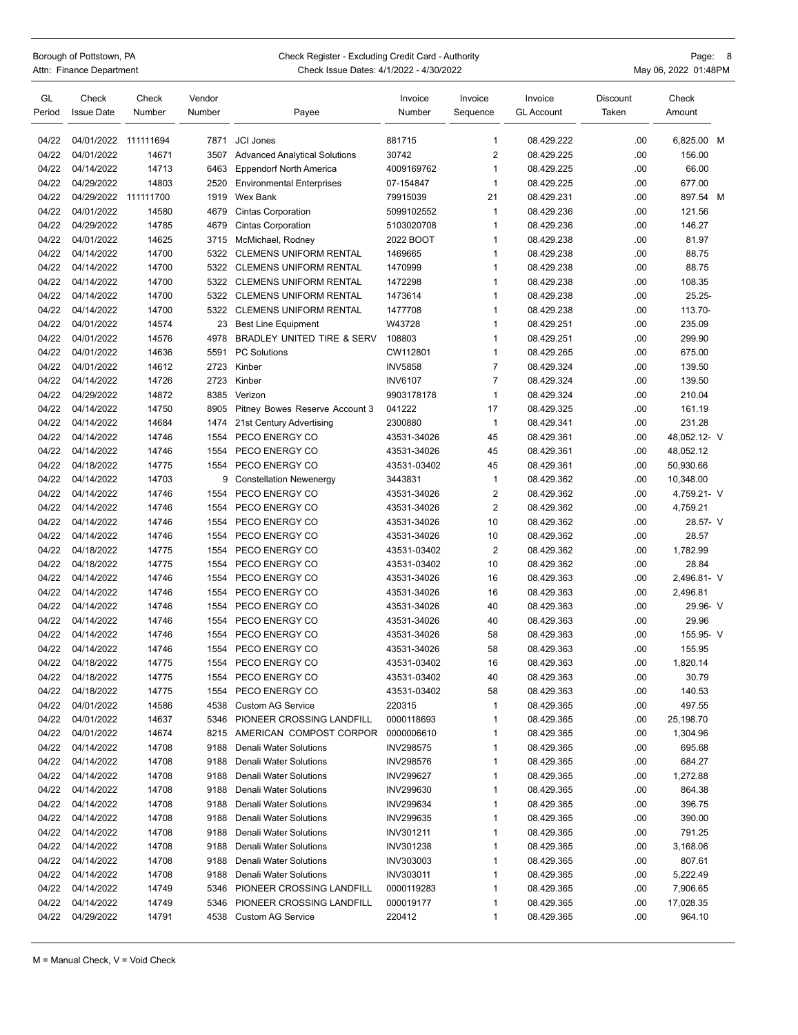Borough of Pottstown, PA
Attn: Finance Department

Check Register - Excluding Credit Card - Authority
Check Issue Dates: 4/1/2022 - 4/30/2022

May 06, 2022 01:48PM

| GL Period | Check Issue Date | Check Number | Vendor Number | Payee | Invoice Number | Invoice Sequence | Invoice GL Account | Discount Taken | Check Amount |
|---|---|---|---|---|---|---|---|---|---|
| 04/22 | 04/01/2022 | 111111694 | 7871 | JCI Jones | 881715 | 1 | 08.429.222 | .00 | 6,825.00 M |
| 04/22 | 04/01/2022 | 14671 | 3507 | Advanced Analytical Solutions | 30742 | 2 | 08.429.225 | .00 | 156.00 |
| 04/22 | 04/14/2022 | 14713 | 6463 | Eppendorf North America | 4009169762 | 1 | 08.429.225 | .00 | 66.00 |
| 04/22 | 04/29/2022 | 14803 | 2520 | Environmental Enterprises | 07-154847 | 1 | 08.429.225 | .00 | 677.00 |
| 04/22 | 04/29/2022 | 111111700 | 1919 | Wex Bank | 79915039 | 21 | 08.429.231 | .00 | 897.54 M |
| 04/22 | 04/01/2022 | 14580 | 4679 | Cintas Corporation | 5099102552 | 1 | 08.429.236 | .00 | 121.56 |
| 04/22 | 04/29/2022 | 14785 | 4679 | Cintas Corporation | 5103020708 | 1 | 08.429.236 | .00 | 146.27 |
| 04/22 | 04/01/2022 | 14625 | 3715 | McMichael, Rodney | 2022 BOOT | 1 | 08.429.238 | .00 | 81.97 |
| 04/22 | 04/14/2022 | 14700 | 5322 | CLEMENS UNIFORM RENTAL | 1469665 | 1 | 08.429.238 | .00 | 88.75 |
| 04/22 | 04/14/2022 | 14700 | 5322 | CLEMENS UNIFORM RENTAL | 1470999 | 1 | 08.429.238 | .00 | 88.75 |
| 04/22 | 04/14/2022 | 14700 | 5322 | CLEMENS UNIFORM RENTAL | 1472298 | 1 | 08.429.238 | .00 | 108.35 |
| 04/22 | 04/14/2022 | 14700 | 5322 | CLEMENS UNIFORM RENTAL | 1473614 | 1 | 08.429.238 | .00 | 25.25- |
| 04/22 | 04/14/2022 | 14700 | 5322 | CLEMENS UNIFORM RENTAL | 1477708 | 1 | 08.429.238 | .00 | 113.70- |
| 04/22 | 04/01/2022 | 14574 | 23 | Best Line Equipment | W43728 | 1 | 08.429.251 | .00 | 235.09 |
| 04/22 | 04/01/2022 | 14576 | 4978 | BRADLEY UNITED TIRE & SERV | 108803 | 1 | 08.429.251 | .00 | 299.90 |
| 04/22 | 04/01/2022 | 14636 | 5591 | PC Solutions | CW112801 | 1 | 08.429.265 | .00 | 675.00 |
| 04/22 | 04/01/2022 | 14612 | 2723 | Kinber | INV5858 | 7 | 08.429.324 | .00 | 139.50 |
| 04/22 | 04/14/2022 | 14726 | 2723 | Kinber | INV6107 | 7 | 08.429.324 | .00 | 139.50 |
| 04/22 | 04/29/2022 | 14872 | 8385 | Verizon | 9903178178 | 1 | 08.429.324 | .00 | 210.04 |
| 04/22 | 04/14/2022 | 14750 | 8905 | Pitney Bowes Reserve Account 3 | 041222 | 17 | 08.429.325 | .00 | 161.19 |
| 04/22 | 04/14/2022 | 14684 | 1474 | 21st Century Advertising | 2300880 | 1 | 08.429.341 | .00 | 231.28 |
| 04/22 | 04/14/2022 | 14746 | 1554 | PECO ENERGY CO | 43531-34026 | 45 | 08.429.361 | .00 | 48,052.12- V |
| 04/22 | 04/14/2022 | 14746 | 1554 | PECO ENERGY CO | 43531-34026 | 45 | 08.429.361 | .00 | 48,052.12 |
| 04/22 | 04/18/2022 | 14775 | 1554 | PECO ENERGY CO | 43531-03402 | 45 | 08.429.361 | .00 | 50,930.66 |
| 04/22 | 04/14/2022 | 14703 | 9 | Constellation Newenergy | 3443831 | 1 | 08.429.362 | .00 | 10,348.00 |
| 04/22 | 04/14/2022 | 14746 | 1554 | PECO ENERGY CO | 43531-34026 | 2 | 08.429.362 | .00 | 4,759.21- V |
| 04/22 | 04/14/2022 | 14746 | 1554 | PECO ENERGY CO | 43531-34026 | 2 | 08.429.362 | .00 | 4,759.21 |
| 04/22 | 04/14/2022 | 14746 | 1554 | PECO ENERGY CO | 43531-34026 | 10 | 08.429.362 | .00 | 28.57- V |
| 04/22 | 04/14/2022 | 14746 | 1554 | PECO ENERGY CO | 43531-34026 | 10 | 08.429.362 | .00 | 28.57 |
| 04/22 | 04/18/2022 | 14775 | 1554 | PECO ENERGY CO | 43531-03402 | 2 | 08.429.362 | .00 | 1,782.99 |
| 04/22 | 04/18/2022 | 14775 | 1554 | PECO ENERGY CO | 43531-03402 | 10 | 08.429.362 | .00 | 28.84 |
| 04/22 | 04/14/2022 | 14746 | 1554 | PECO ENERGY CO | 43531-34026 | 16 | 08.429.363 | .00 | 2,496.81- V |
| 04/22 | 04/14/2022 | 14746 | 1554 | PECO ENERGY CO | 43531-34026 | 16 | 08.429.363 | .00 | 2,496.81 |
| 04/22 | 04/14/2022 | 14746 | 1554 | PECO ENERGY CO | 43531-34026 | 40 | 08.429.363 | .00 | 29.96- V |
| 04/22 | 04/14/2022 | 14746 | 1554 | PECO ENERGY CO | 43531-34026 | 40 | 08.429.363 | .00 | 29.96 |
| 04/22 | 04/14/2022 | 14746 | 1554 | PECO ENERGY CO | 43531-34026 | 58 | 08.429.363 | .00 | 155.95- V |
| 04/22 | 04/14/2022 | 14746 | 1554 | PECO ENERGY CO | 43531-34026 | 58 | 08.429.363 | .00 | 155.95 |
| 04/22 | 04/18/2022 | 14775 | 1554 | PECO ENERGY CO | 43531-03402 | 16 | 08.429.363 | .00 | 1,820.14 |
| 04/22 | 04/18/2022 | 14775 | 1554 | PECO ENERGY CO | 43531-03402 | 40 | 08.429.363 | .00 | 30.79 |
| 04/22 | 04/18/2022 | 14775 | 1554 | PECO ENERGY CO | 43531-03402 | 58 | 08.429.363 | .00 | 140.53 |
| 04/22 | 04/01/2022 | 14586 | 4538 | Custom AG Service | 220315 | 1 | 08.429.365 | .00 | 497.55 |
| 04/22 | 04/01/2022 | 14637 | 5346 | PIONEER CROSSING LANDFILL | 0000118693 | 1 | 08.429.365 | .00 | 25,198.70 |
| 04/22 | 04/01/2022 | 14674 | 8215 | AMERICAN COMPOST CORPOR | 0000006610 | 1 | 08.429.365 | .00 | 1,304.96 |
| 04/22 | 04/14/2022 | 14708 | 9188 | Denali Water Solutions | INV298575 | 1 | 08.429.365 | .00 | 695.68 |
| 04/22 | 04/14/2022 | 14708 | 9188 | Denali Water Solutions | INV298576 | 1 | 08.429.365 | .00 | 684.27 |
| 04/22 | 04/14/2022 | 14708 | 9188 | Denali Water Solutions | INV299627 | 1 | 08.429.365 | .00 | 1,272.88 |
| 04/22 | 04/14/2022 | 14708 | 9188 | Denali Water Solutions | INV299630 | 1 | 08.429.365 | .00 | 864.38 |
| 04/22 | 04/14/2022 | 14708 | 9188 | Denali Water Solutions | INV299634 | 1 | 08.429.365 | .00 | 396.75 |
| 04/22 | 04/14/2022 | 14708 | 9188 | Denali Water Solutions | INV299635 | 1 | 08.429.365 | .00 | 390.00 |
| 04/22 | 04/14/2022 | 14708 | 9188 | Denali Water Solutions | INV301211 | 1 | 08.429.365 | .00 | 791.25 |
| 04/22 | 04/14/2022 | 14708 | 9188 | Denali Water Solutions | INV301238 | 1 | 08.429.365 | .00 | 3,168.06 |
| 04/22 | 04/14/2022 | 14708 | 9188 | Denali Water Solutions | INV303003 | 1 | 08.429.365 | .00 | 807.61 |
| 04/22 | 04/14/2022 | 14708 | 9188 | Denali Water Solutions | INV303011 | 1 | 08.429.365 | .00 | 5,222.49 |
| 04/22 | 04/14/2022 | 14749 | 5346 | PIONEER CROSSING LANDFILL | 0000119283 | 1 | 08.429.365 | .00 | 7,906.65 |
| 04/22 | 04/14/2022 | 14749 | 5346 | PIONEER CROSSING LANDFILL | 000019177 | 1 | 08.429.365 | .00 | 17,028.35 |
| 04/22 | 04/29/2022 | 14791 | 4538 | Custom AG Service | 220412 | 1 | 08.429.365 | .00 | 964.10 |

M = Manual Check, V = Void Check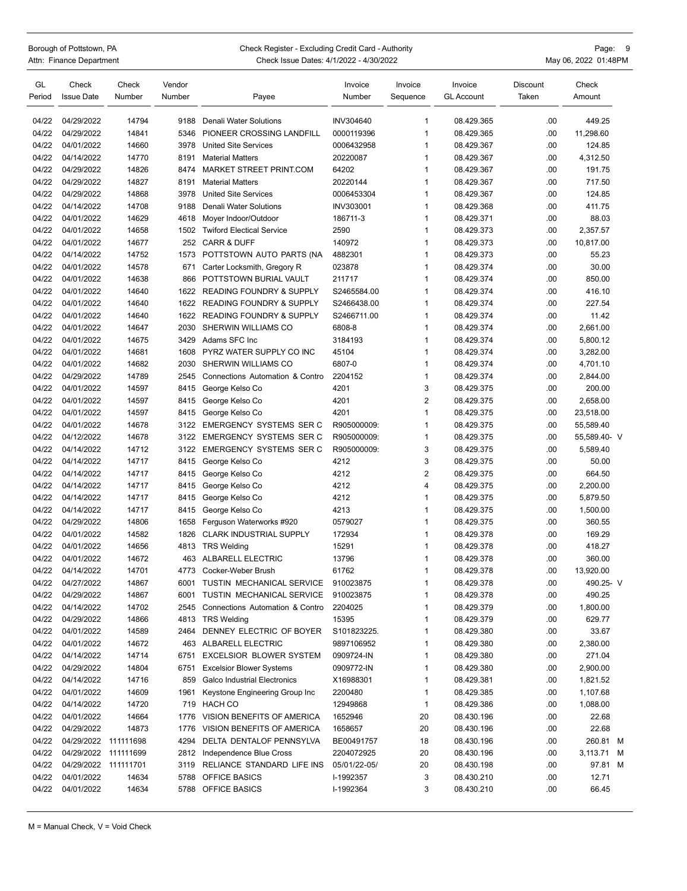Borough of Pottstown, PA
Attn: Finance Department

Check Register - Excluding Credit Card - Authority
Check Issue Dates: 4/1/2022 - 4/30/2022

May 06, 2022 01:48PM

| GL Period | Check Issue Date | Check Number | Vendor Number | Payee | Invoice Number | Invoice Sequence | Invoice GL Account | Discount Taken | Check Amount |
|---|---|---|---|---|---|---|---|---|---|
| 04/22 | 04/29/2022 | 14794 | 9188 | Denali Water Solutions | INV304640 | 1 | 08.429.365 | .00 | 449.25 |
| 04/22 | 04/29/2022 | 14841 | 5346 | PIONEER CROSSING LANDFILL | 0000119396 | 1 | 08.429.365 | .00 | 11,298.60 |
| 04/22 | 04/01/2022 | 14660 | 3978 | United Site Services | 0006432958 | 1 | 08.429.367 | .00 | 124.85 |
| 04/22 | 04/14/2022 | 14770 | 8191 | Material Matters | 20220087 | 1 | 08.429.367 | .00 | 4,312.50 |
| 04/22 | 04/29/2022 | 14826 | 8474 | MARKET STREET PRINT.COM | 64202 | 1 | 08.429.367 | .00 | 191.75 |
| 04/22 | 04/29/2022 | 14827 | 8191 | Material Matters | 20220144 | 1 | 08.429.367 | .00 | 717.50 |
| 04/22 | 04/29/2022 | 14868 | 3978 | United Site Services | 0006453304 | 1 | 08.429.367 | .00 | 124.85 |
| 04/22 | 04/14/2022 | 14708 | 9188 | Denali Water Solutions | INV303001 | 1 | 08.429.368 | .00 | 411.75 |
| 04/22 | 04/01/2022 | 14629 | 4618 | Moyer Indoor/Outdoor | 186711-3 | 1 | 08.429.371 | .00 | 88.03 |
| 04/22 | 04/01/2022 | 14658 | 1502 | Twiford Electical Service | 2590 | 1 | 08.429.373 | .00 | 2,357.57 |
| 04/22 | 04/01/2022 | 14677 | 252 | CARR & DUFF | 140972 | 1 | 08.429.373 | .00 | 10,817.00 |
| 04/22 | 04/14/2022 | 14752 | 1573 | POTTSTOWN AUTO PARTS (NA | 4882301 | 1 | 08.429.373 | .00 | 55.23 |
| 04/22 | 04/01/2022 | 14578 | 671 | Carter Locksmith, Gregory R | 023878 | 1 | 08.429.374 | .00 | 30.00 |
| 04/22 | 04/01/2022 | 14638 | 866 | POTTSTOWN BURIAL VAULT | 211717 | 1 | 08.429.374 | .00 | 850.00 |
| 04/22 | 04/01/2022 | 14640 | 1622 | READING FOUNDRY & SUPPLY | S2465584.00 | 1 | 08.429.374 | .00 | 416.10 |
| 04/22 | 04/01/2022 | 14640 | 1622 | READING FOUNDRY & SUPPLY | S2466438.00 | 1 | 08.429.374 | .00 | 227.54 |
| 04/22 | 04/01/2022 | 14640 | 1622 | READING FOUNDRY & SUPPLY | S2466711.00 | 1 | 08.429.374 | .00 | 11.42 |
| 04/22 | 04/01/2022 | 14647 | 2030 | SHERWIN WILLIAMS CO | 6808-8 | 1 | 08.429.374 | .00 | 2,661.00 |
| 04/22 | 04/01/2022 | 14675 | 3429 | Adams SFC Inc | 3184193 | 1 | 08.429.374 | .00 | 5,800.12 |
| 04/22 | 04/01/2022 | 14681 | 1608 | PYRZ WATER SUPPLY CO INC | 45104 | 1 | 08.429.374 | .00 | 3,282.00 |
| 04/22 | 04/01/2022 | 14682 | 2030 | SHERWIN WILLIAMS CO | 6807-0 | 1 | 08.429.374 | .00 | 4,701.10 |
| 04/22 | 04/29/2022 | 14789 | 2545 | Connections Automation & Contro | 2204152 | 1 | 08.429.374 | .00 | 2,844.00 |
| 04/22 | 04/01/2022 | 14597 | 8415 | George Kelso Co | 4201 | 3 | 08.429.375 | .00 | 200.00 |
| 04/22 | 04/01/2022 | 14597 | 8415 | George Kelso Co | 4201 | 2 | 08.429.375 | .00 | 2,658.00 |
| 04/22 | 04/01/2022 | 14597 | 8415 | George Kelso Co | 4201 | 1 | 08.429.375 | .00 | 23,518.00 |
| 04/22 | 04/01/2022 | 14678 | 3122 | EMERGENCY SYSTEMS SER C | R905000009: | 1 | 08.429.375 | .00 | 55,589.40 |
| 04/22 | 04/12/2022 | 14678 | 3122 | EMERGENCY SYSTEMS SER C | R905000009: | 1 | 08.429.375 | .00 | 55,589.40- V |
| 04/22 | 04/14/2022 | 14712 | 3122 | EMERGENCY SYSTEMS SER C | R905000009: | 3 | 08.429.375 | .00 | 5,589.40 |
| 04/22 | 04/14/2022 | 14717 | 8415 | George Kelso Co | 4212 | 3 | 08.429.375 | .00 | 50.00 |
| 04/22 | 04/14/2022 | 14717 | 8415 | George Kelso Co | 4212 | 2 | 08.429.375 | .00 | 664.50 |
| 04/22 | 04/14/2022 | 14717 | 8415 | George Kelso Co | 4212 | 4 | 08.429.375 | .00 | 2,200.00 |
| 04/22 | 04/14/2022 | 14717 | 8415 | George Kelso Co | 4212 | 1 | 08.429.375 | .00 | 5,879.50 |
| 04/22 | 04/14/2022 | 14717 | 8415 | George Kelso Co | 4213 | 1 | 08.429.375 | .00 | 1,500.00 |
| 04/22 | 04/29/2022 | 14806 | 1658 | Ferguson Waterworks #920 | 0579027 | 1 | 08.429.375 | .00 | 360.55 |
| 04/22 | 04/01/2022 | 14582 | 1826 | CLARK INDUSTRIAL SUPPLY | 172934 | 1 | 08.429.378 | .00 | 169.29 |
| 04/22 | 04/01/2022 | 14656 | 4813 | TRS Welding | 15291 | 1 | 08.429.378 | .00 | 418.27 |
| 04/22 | 04/01/2022 | 14672 | 463 | ALBARELL ELECTRIC | 13796 | 1 | 08.429.378 | .00 | 360.00 |
| 04/22 | 04/14/2022 | 14701 | 4773 | Cocker-Weber Brush | 61762 | 1 | 08.429.378 | .00 | 13,920.00 |
| 04/22 | 04/27/2022 | 14867 | 6001 | TUSTIN MECHANICAL SERVICE | 910023875 | 1 | 08.429.378 | .00 | 490.25- V |
| 04/22 | 04/29/2022 | 14867 | 6001 | TUSTIN MECHANICAL SERVICE | 910023875 | 1 | 08.429.378 | .00 | 490.25 |
| 04/22 | 04/14/2022 | 14702 | 2545 | Connections Automation & Contro | 2204025 | 1 | 08.429.379 | .00 | 1,800.00 |
| 04/22 | 04/29/2022 | 14866 | 4813 | TRS Welding | 15395 | 1 | 08.429.379 | .00 | 629.77 |
| 04/22 | 04/01/2022 | 14589 | 2464 | DENNEY ELECTRIC OF BOYER | S101823225. | 1 | 08.429.380 | .00 | 33.67 |
| 04/22 | 04/01/2022 | 14672 | 463 | ALBARELL ELECTRIC | 9897106952 | 1 | 08.429.380 | .00 | 2,380.00 |
| 04/22 | 04/14/2022 | 14714 | 6751 | EXCELSIOR BLOWER SYSTEM | 0909724-IN | 1 | 08.429.380 | .00 | 271.04 |
| 04/22 | 04/29/2022 | 14804 | 6751 | Excelsior Blower Systems | 0909772-IN | 1 | 08.429.380 | .00 | 2,900.00 |
| 04/22 | 04/14/2022 | 14716 | 859 | Galco Industrial Electronics | X16988301 | 1 | 08.429.381 | .00 | 1,821.52 |
| 04/22 | 04/01/2022 | 14609 | 1961 | Keystone Engineering Group Inc | 2200480 | 1 | 08.429.385 | .00 | 1,107.68 |
| 04/22 | 04/14/2022 | 14720 | 719 | HACH CO | 12949868 | 1 | 08.429.386 | .00 | 1,088.00 |
| 04/22 | 04/01/2022 | 14664 | 1776 | VISION BENEFITS OF AMERICA | 1652946 | 20 | 08.430.196 | .00 | 22.68 |
| 04/22 | 04/29/2022 | 14873 | 1776 | VISION BENEFITS OF AMERICA | 1658657 | 20 | 08.430.196 | .00 | 22.68 |
| 04/22 | 04/29/2022 | 111111698 | 4294 | DELTA DENTALOF PENNSYLVA | BE00491757 | 18 | 08.430.196 | .00 | 260.81 M |
| 04/22 | 04/29/2022 | 111111699 | 2812 | Independence Blue Cross | 2204072925 | 20 | 08.430.196 | .00 | 3,113.71 M |
| 04/22 | 04/29/2022 | 111111701 | 3119 | RELIANCE STANDARD LIFE INS | 05/01/22-05/ | 20 | 08.430.198 | .00 | 97.81 M |
| 04/22 | 04/01/2022 | 14634 | 5788 | OFFICE BASICS | I-1992357 | 3 | 08.430.210 | .00 | 12.71 |
| 04/22 | 04/01/2022 | 14634 | 5788 | OFFICE BASICS | I-1992364 | 3 | 08.430.210 | .00 | 66.45 |

M = Manual Check, V = Void Check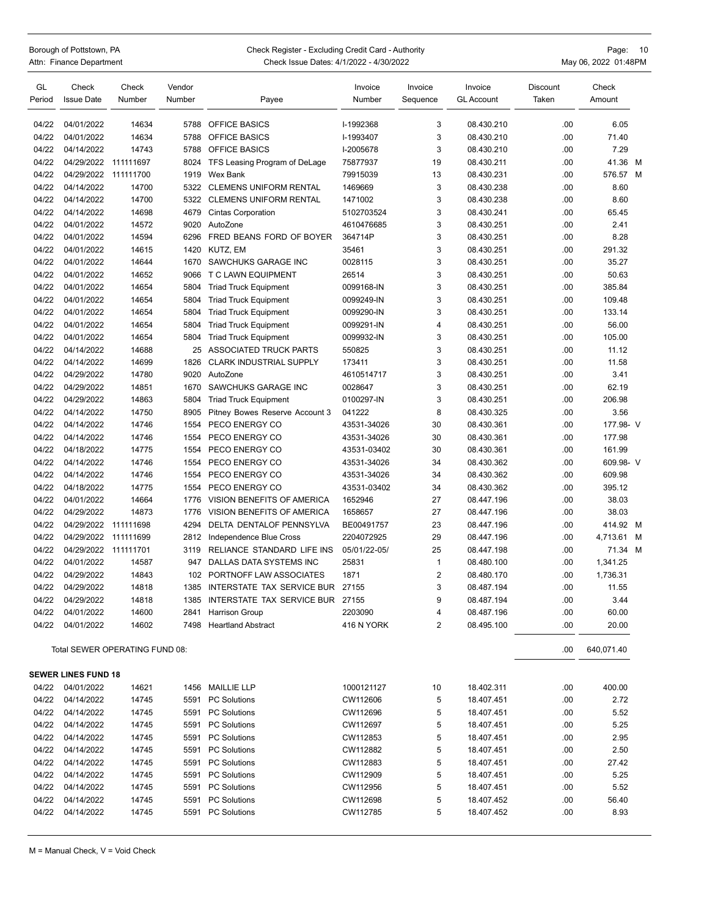Borough of Pottstown, PA
Attn: Finance Department

Check Register - Excluding Credit Card - Authority
Check Issue Dates: 4/1/2022 - 4/30/2022

May 06, 2022 01:48PM

| GL Period | Check Issue Date | Check Number | Vendor Number | Payee | Invoice Number | Invoice Sequence | Invoice GL Account | Discount Taken | Check Amount |
|---|---|---|---|---|---|---|---|---|---|
| 04/22 | 04/01/2022 | 14634 | 5788 | OFFICE BASICS | I-1992368 | 3 | 08.430.210 | .00 | 6.05 |
| 04/22 | 04/01/2022 | 14634 | 5788 | OFFICE BASICS | I-1993407 | 3 | 08.430.210 | .00 | 71.40 |
| 04/22 | 04/14/2022 | 14743 | 5788 | OFFICE BASICS | I-2005678 | 3 | 08.430.210 | .00 | 7.29 |
| 04/22 | 04/29/2022 | 111111697 | 8024 | TFS Leasing Program of DeLage | 75877937 | 19 | 08.430.211 | .00 | 41.36 M |
| 04/22 | 04/29/2022 | 111111700 | 1919 | Wex Bank | 79915039 | 13 | 08.430.231 | .00 | 576.57 M |
| 04/22 | 04/14/2022 | 14700 | 5322 | CLEMENS UNIFORM RENTAL | 1469669 | 3 | 08.430.238 | .00 | 8.60 |
| 04/22 | 04/14/2022 | 14700 | 5322 | CLEMENS UNIFORM RENTAL | 1471002 | 3 | 08.430.238 | .00 | 8.60 |
| 04/22 | 04/14/2022 | 14698 | 4679 | Cintas Corporation | 5102703524 | 3 | 08.430.241 | .00 | 65.45 |
| 04/22 | 04/01/2022 | 14572 | 9020 | AutoZone | 4610476685 | 3 | 08.430.251 | .00 | 2.41 |
| 04/22 | 04/01/2022 | 14594 | 6296 | FRED BEANS FORD OF BOYER | 364714P | 3 | 08.430.251 | .00 | 8.28 |
| 04/22 | 04/01/2022 | 14615 | 1420 | KUTZ, EM | 35461 | 3 | 08.430.251 | .00 | 291.32 |
| 04/22 | 04/01/2022 | 14644 | 1670 | SAWCHUKS GARAGE INC | 0028115 | 3 | 08.430.251 | .00 | 35.27 |
| 04/22 | 04/01/2022 | 14652 | 9066 | T C LAWN EQUIPMENT | 26514 | 3 | 08.430.251 | .00 | 50.63 |
| 04/22 | 04/01/2022 | 14654 | 5804 | Triad Truck Equipment | 0099168-IN | 3 | 08.430.251 | .00 | 385.84 |
| 04/22 | 04/01/2022 | 14654 | 5804 | Triad Truck Equipment | 0099249-IN | 3 | 08.430.251 | .00 | 109.48 |
| 04/22 | 04/01/2022 | 14654 | 5804 | Triad Truck Equipment | 0099290-IN | 3 | 08.430.251 | .00 | 133.14 |
| 04/22 | 04/01/2022 | 14654 | 5804 | Triad Truck Equipment | 0099291-IN | 4 | 08.430.251 | .00 | 56.00 |
| 04/22 | 04/01/2022 | 14654 | 5804 | Triad Truck Equipment | 0099932-IN | 3 | 08.430.251 | .00 | 105.00 |
| 04/22 | 04/14/2022 | 14688 | 25 | ASSOCIATED TRUCK PARTS | 550825 | 3 | 08.430.251 | .00 | 11.12 |
| 04/22 | 04/14/2022 | 14699 | 1826 | CLARK INDUSTRIAL SUPPLY | 173411 | 3 | 08.430.251 | .00 | 11.58 |
| 04/22 | 04/29/2022 | 14780 | 9020 | AutoZone | 4610514717 | 3 | 08.430.251 | .00 | 3.41 |
| 04/22 | 04/29/2022 | 14851 | 1670 | SAWCHUKS GARAGE INC | 0028647 | 3 | 08.430.251 | .00 | 62.19 |
| 04/22 | 04/29/2022 | 14863 | 5804 | Triad Truck Equipment | 0100297-IN | 3 | 08.430.251 | .00 | 206.98 |
| 04/22 | 04/14/2022 | 14750 | 8905 | Pitney Bowes Reserve Account 3 | 041222 | 8 | 08.430.325 | .00 | 3.56 |
| 04/22 | 04/14/2022 | 14746 | 1554 | PECO ENERGY CO | 43531-34026 | 30 | 08.430.361 | .00 | 177.98- V |
| 04/22 | 04/14/2022 | 14746 | 1554 | PECO ENERGY CO | 43531-34026 | 30 | 08.430.361 | .00 | 177.98 |
| 04/22 | 04/18/2022 | 14775 | 1554 | PECO ENERGY CO | 43531-03402 | 30 | 08.430.361 | .00 | 161.99 |
| 04/22 | 04/14/2022 | 14746 | 1554 | PECO ENERGY CO | 43531-34026 | 34 | 08.430.362 | .00 | 609.98- V |
| 04/22 | 04/14/2022 | 14746 | 1554 | PECO ENERGY CO | 43531-34026 | 34 | 08.430.362 | .00 | 609.98 |
| 04/22 | 04/18/2022 | 14775 | 1554 | PECO ENERGY CO | 43531-03402 | 34 | 08.430.362 | .00 | 395.12 |
| 04/22 | 04/01/2022 | 14664 | 1776 | VISION BENEFITS OF AMERICA | 1652946 | 27 | 08.447.196 | .00 | 38.03 |
| 04/22 | 04/29/2022 | 14873 | 1776 | VISION BENEFITS OF AMERICA | 1658657 | 27 | 08.447.196 | .00 | 38.03 |
| 04/22 | 04/29/2022 | 111111698 | 4294 | DELTA DENTALOF PENNSYLVA | BE00491757 | 23 | 08.447.196 | .00 | 414.92 M |
| 04/22 | 04/29/2022 | 111111699 | 2812 | Independence Blue Cross | 2204072925 | 29 | 08.447.196 | .00 | 4,713.61 M |
| 04/22 | 04/29/2022 | 111111701 | 3119 | RELIANCE STANDARD LIFE INS | 05/01/22-05/ | 25 | 08.447.198 | .00 | 71.34 M |
| 04/22 | 04/01/2022 | 14587 | 947 | DALLAS DATA SYSTEMS INC | 25831 | 1 | 08.480.100 | .00 | 1,341.25 |
| 04/22 | 04/29/2022 | 14843 | 102 | PORTNOFF LAW ASSOCIATES | 1871 | 2 | 08.480.170 | .00 | 1,736.31 |
| 04/22 | 04/29/2022 | 14818 | 1385 | INTERSTATE TAX SERVICE BUR | 27155 | 3 | 08.487.194 | .00 | 11.55 |
| 04/22 | 04/29/2022 | 14818 | 1385 | INTERSTATE TAX SERVICE BUR | 27155 | 9 | 08.487.194 | .00 | 3.44 |
| 04/22 | 04/01/2022 | 14600 | 2841 | Harrison Group | 2203090 | 4 | 08.487.196 | .00 | 60.00 |
| 04/22 | 04/01/2022 | 14602 | 7498 | Heartland Abstract | 416 N YORK | 2 | 08.495.100 | .00 | 20.00 |
| | Total SEWER OPERATING FUND 08: | | | | | | | .00 | 640,071.40 |
| **SEWER LINES FUND 18** | | | | | | | | | |
| 04/22 | 04/01/2022 | 14621 | 1456 | MAILLIE LLP | 1000121127 | 10 | 18.402.311 | .00 | 400.00 |
| 04/22 | 04/14/2022 | 14745 | 5591 | PC Solutions | CW112606 | 5 | 18.407.451 | .00 | 2.72 |
| 04/22 | 04/14/2022 | 14745 | 5591 | PC Solutions | CW112696 | 5 | 18.407.451 | .00 | 5.52 |
| 04/22 | 04/14/2022 | 14745 | 5591 | PC Solutions | CW112697 | 5 | 18.407.451 | .00 | 5.25 |
| 04/22 | 04/14/2022 | 14745 | 5591 | PC Solutions | CW112853 | 5 | 18.407.451 | .00 | 2.95 |
| 04/22 | 04/14/2022 | 14745 | 5591 | PC Solutions | CW112882 | 5 | 18.407.451 | .00 | 2.50 |
| 04/22 | 04/14/2022 | 14745 | 5591 | PC Solutions | CW112883 | 5 | 18.407.451 | .00 | 27.42 |
| 04/22 | 04/14/2022 | 14745 | 5591 | PC Solutions | CW112909 | 5 | 18.407.451 | .00 | 5.25 |
| 04/22 | 04/14/2022 | 14745 | 5591 | PC Solutions | CW112956 | 5 | 18.407.451 | .00 | 5.52 |
| 04/22 | 04/14/2022 | 14745 | 5591 | PC Solutions | CW112698 | 5 | 18.407.452 | .00 | 56.40 |
| 04/22 | 04/14/2022 | 14745 | 5591 | PC Solutions | CW112785 | 5 | 18.407.452 | .00 | 8.93 |

M = Manual Check, V = Void Check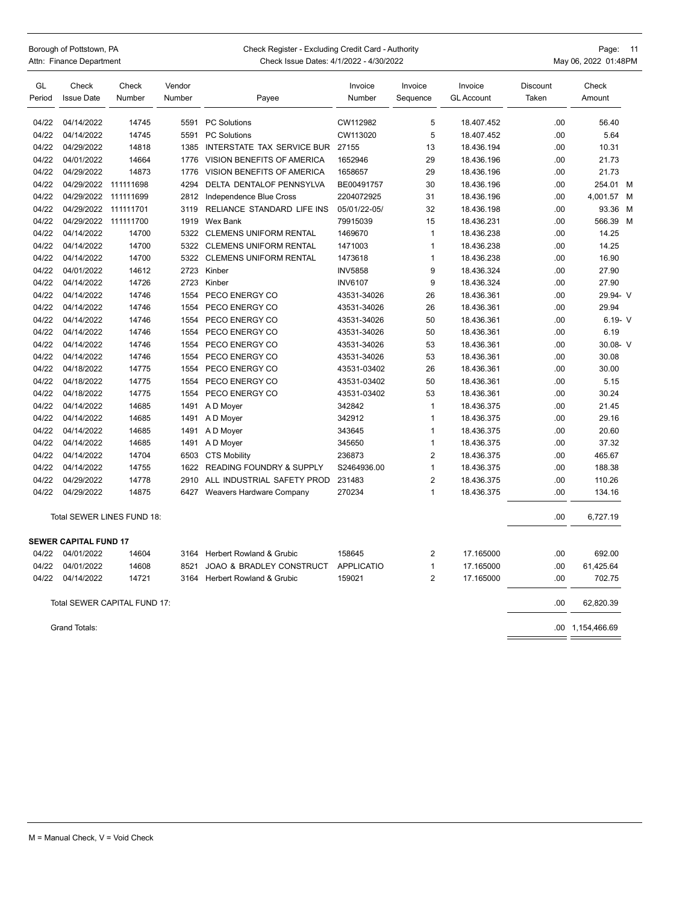Borough of Pottstown, PA
Attn: Finance Department

Check Register - Excluding Credit Card - Authority
Check Issue Dates: 4/1/2022 - 4/30/2022

May 06, 2022 01:48PM

| GL Period | Check Issue Date | Check Number | Vendor Number | Payee | Invoice Number | Invoice Sequence | Invoice GL Account | Discount Taken | Check Amount |
|---|---|---|---|---|---|---|---|---|---|
| 04/22 | 04/14/2022 | 14745 | 5591 | PC Solutions | CW112982 | 5 | 18.407.452 | .00 | 56.40 |
| 04/22 | 04/14/2022 | 14745 | 5591 | PC Solutions | CW113020 | 5 | 18.407.452 | .00 | 5.64 |
| 04/22 | 04/29/2022 | 14818 | 1385 | INTERSTATE TAX SERVICE BUR | 27155 | 13 | 18.436.194 | .00 | 10.31 |
| 04/22 | 04/01/2022 | 14664 | 1776 | VISION BENEFITS OF AMERICA | 1652946 | 29 | 18.436.196 | .00 | 21.73 |
| 04/22 | 04/29/2022 | 14873 | 1776 | VISION BENEFITS OF AMERICA | 1658657 | 29 | 18.436.196 | .00 | 21.73 |
| 04/22 | 04/29/2022 | 111111698 | 4294 | DELTA DENTALOF PENNSYLVA | BE00491757 | 30 | 18.436.196 | .00 | 254.01 M |
| 04/22 | 04/29/2022 | 111111699 | 2812 | Independence Blue Cross | 2204072925 | 31 | 18.436.196 | .00 | 4,001.57 M |
| 04/22 | 04/29/2022 | 111111701 | 3119 | RELIANCE STANDARD LIFE INS | 05/01/22-05/ | 32 | 18.436.198 | .00 | 93.36 M |
| 04/22 | 04/29/2022 | 111111700 | 1919 | Wex Bank | 79915039 | 15 | 18.436.231 | .00 | 566.39 M |
| 04/22 | 04/14/2022 | 14700 | 5322 | CLEMENS UNIFORM RENTAL | 1469670 | 1 | 18.436.238 | .00 | 14.25 |
| 04/22 | 04/14/2022 | 14700 | 5322 | CLEMENS UNIFORM RENTAL | 1471003 | 1 | 18.436.238 | .00 | 14.25 |
| 04/22 | 04/14/2022 | 14700 | 5322 | CLEMENS UNIFORM RENTAL | 1473618 | 1 | 18.436.238 | .00 | 16.90 |
| 04/22 | 04/01/2022 | 14612 | 2723 | Kinber | INV5858 | 9 | 18.436.324 | .00 | 27.90 |
| 04/22 | 04/14/2022 | 14726 | 2723 | Kinber | INV6107 | 9 | 18.436.324 | .00 | 27.90 |
| 04/22 | 04/14/2022 | 14746 | 1554 | PECO ENERGY CO | 43531-34026 | 26 | 18.436.361 | .00 | 29.94- V |
| 04/22 | 04/14/2022 | 14746 | 1554 | PECO ENERGY CO | 43531-34026 | 26 | 18.436.361 | .00 | 29.94 |
| 04/22 | 04/14/2022 | 14746 | 1554 | PECO ENERGY CO | 43531-34026 | 50 | 18.436.361 | .00 | 6.19- V |
| 04/22 | 04/14/2022 | 14746 | 1554 | PECO ENERGY CO | 43531-34026 | 50 | 18.436.361 | .00 | 6.19 |
| 04/22 | 04/14/2022 | 14746 | 1554 | PECO ENERGY CO | 43531-34026 | 53 | 18.436.361 | .00 | 30.08- V |
| 04/22 | 04/14/2022 | 14746 | 1554 | PECO ENERGY CO | 43531-34026 | 53 | 18.436.361 | .00 | 30.08 |
| 04/22 | 04/18/2022 | 14775 | 1554 | PECO ENERGY CO | 43531-03402 | 26 | 18.436.361 | .00 | 30.00 |
| 04/22 | 04/18/2022 | 14775 | 1554 | PECO ENERGY CO | 43531-03402 | 50 | 18.436.361 | .00 | 5.15 |
| 04/22 | 04/18/2022 | 14775 | 1554 | PECO ENERGY CO | 43531-03402 | 53 | 18.436.361 | .00 | 30.24 |
| 04/22 | 04/14/2022 | 14685 | 1491 | A D Moyer | 342842 | 1 | 18.436.375 | .00 | 21.45 |
| 04/22 | 04/14/2022 | 14685 | 1491 | A D Moyer | 342912 | 1 | 18.436.375 | .00 | 29.16 |
| 04/22 | 04/14/2022 | 14685 | 1491 | A D Moyer | 343645 | 1 | 18.436.375 | .00 | 20.60 |
| 04/22 | 04/14/2022 | 14685 | 1491 | A D Moyer | 345650 | 1 | 18.436.375 | .00 | 37.32 |
| 04/22 | 04/14/2022 | 14704 | 6503 | CTS Mobility | 236873 | 2 | 18.436.375 | .00 | 465.67 |
| 04/22 | 04/14/2022 | 14755 | 1622 | READING FOUNDRY & SUPPLY | S2464936.00 | 1 | 18.436.375 | .00 | 188.38 |
| 04/22 | 04/29/2022 | 14778 | 2910 | ALL INDUSTRIAL SAFETY PROD | 231483 | 2 | 18.436.375 | .00 | 110.26 |
| 04/22 | 04/29/2022 | 14875 | 6427 | Weavers Hardware Company | 270234 | 1 | 18.436.375 | .00 | 134.16 |
| Total SEWER LINES FUND 18: | | | | | | | | .00 | 6,727.19 |
| **SEWER CAPITAL FUND 17** | | | | | | | | | |
| 04/22 | 04/01/2022 | 14604 | 3164 | Herbert Rowland & Grubic | 158645 | 2 | 17.165000 | .00 | 692.00 |
| 04/22 | 04/01/2022 | 14608 | 8521 | JOAO & BRADLEY CONSTRUCT | APPLICATIO | 1 | 17.165000 | .00 | 61,425.64 |
| 04/22 | 04/14/2022 | 14721 | 3164 | Herbert Rowland & Grubic | 159021 | 2 | 17.165000 | .00 | 702.75 |
| Total SEWER CAPITAL FUND 17: | | | | | | | | .00 | 62,820.39 |
| Grand Totals: | | | | | | | | .00 | 1,154,466.69 |

M = Manual Check, V = Void Check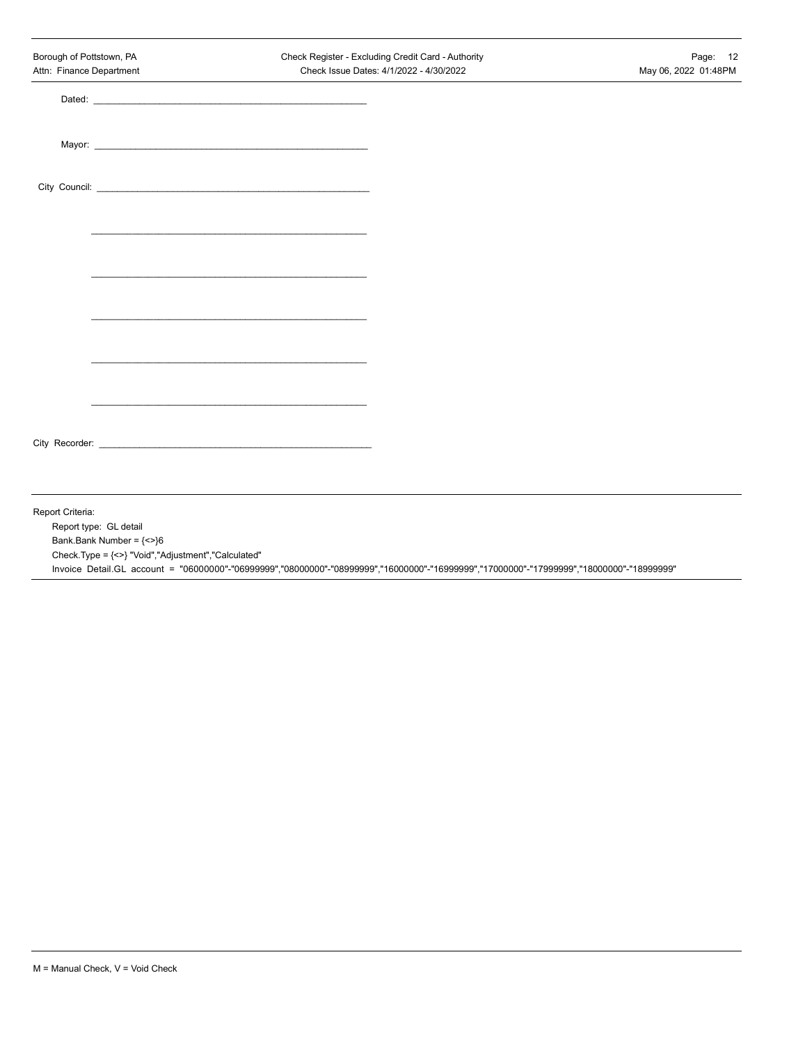Dated: ______________________________________________________

Mayor: ______________________________________________________

City Council: ______________________________________________________

______________________________________________________

______________________________________________________

______________________________________________________

______________________________________________________

______________________________________________________

City Recorder: ______________________________________________________

Report Criteria:

Report type: GL detail

Bank.Bank Number = {<>}6

Check.Type = {<>} "Void","Adjustment","Calculated"

Invoice Detail.GL account = "06000000"-"06999999","08000000"-"08999999","16000000"-"16999999","17000000"-"17999999","18000000"-"18999999"

M = Manual Check, V = Void Check